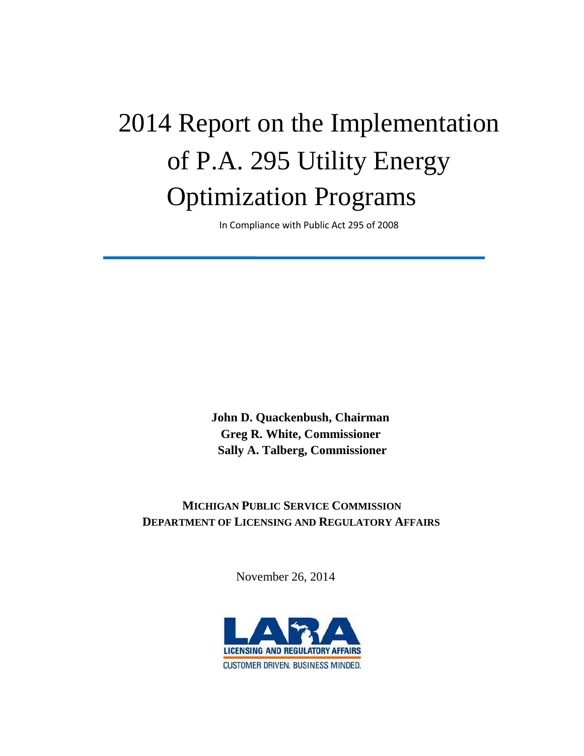# 2014 Report on the Implementation of P.A. 295 Utility Energy Optimization Programs

In Compliance with Public Act 295 of 2008

**John D. Quackenbush, Chairman**
**Greg R. White, Commissioner**
**Sally A. Talberg, Commissioner**

**MICHIGAN PUBLIC SERVICE COMMISSION**
**DEPARTMENT OF LICENSING AND REGULATORY AFFAIRS**

November 26, 2014

LARA
LICENSING AND REGULATORY AFFAIRS
CUSTOMER DRIVEN. BUSINESS MINDED.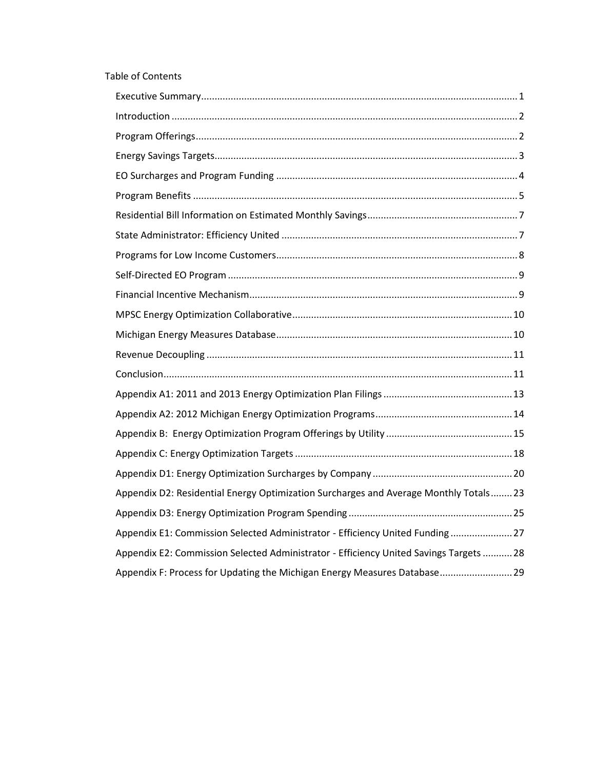Table of Contents

- Executive Summary ..... 1
- Introduction ..... 2
- Program Offerings ..... 2
- Energy Savings Targets ..... 3
- EO Surcharges and Program Funding ..... 4
- Program Benefits ..... 5
- Residential Bill Information on Estimated Monthly Savings ..... 7
- State Administrator: Efficiency United ..... 7
- Programs for Low Income Customers ..... 8
- Self-Directed EO Program ..... 9
- Financial Incentive Mechanism ..... 9
- MPSC Energy Optimization Collaborative ..... 10
- Michigan Energy Measures Database ..... 10
- Revenue Decoupling ..... 11
- Conclusion ..... 11
- Appendix A1: 2011 and 2013 Energy Optimization Plan Filings ..... 13
- Appendix A2: 2012 Michigan Energy Optimization Programs ..... 14
- Appendix B: Energy Optimization Program Offerings by Utility ..... 15
- Appendix C: Energy Optimization Targets ..... 18
- Appendix D1: Energy Optimization Surcharges by Company ..... 20
- Appendix D2: Residential Energy Optimization Surcharges and Average Monthly Totals ..... 23
- Appendix D3: Energy Optimization Program Spending ..... 25
- Appendix E1: Commission Selected Administrator - Efficiency United Funding ..... 27
- Appendix E2: Commission Selected Administrator - Efficiency United Savings Targets ..... 28
- Appendix F: Process for Updating the Michigan Energy Measures Database ..... 29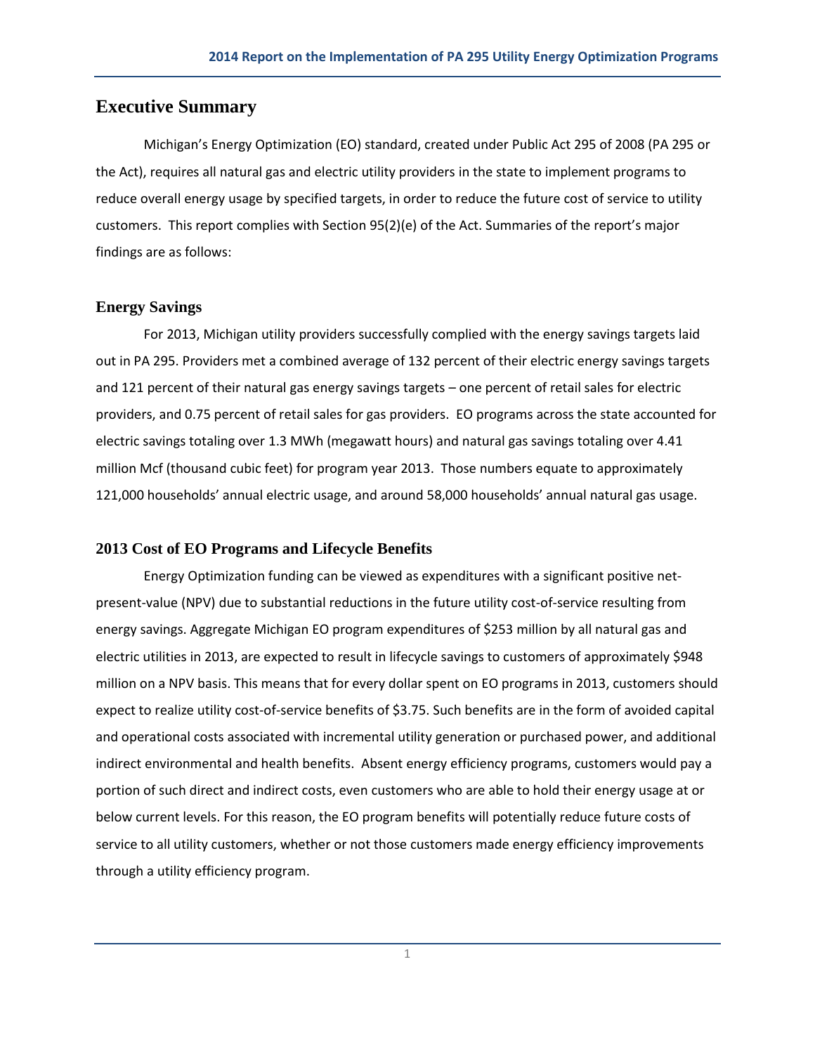# Executive Summary

Michigan's Energy Optimization (EO) standard, created under Public Act 295 of 2008 (PA 295 or the Act), requires all natural gas and electric utility providers in the state to implement programs to reduce overall energy usage by specified targets, in order to reduce the future cost of service to utility customers. This report complies with Section 95(2)(e) of the Act. Summaries of the report's major findings are as follows:

## Energy Savings

For 2013, Michigan utility providers successfully complied with the energy savings targets laid out in PA 295. Providers met a combined average of 132 percent of their electric energy savings targets and 121 percent of their natural gas energy savings targets – one percent of retail sales for electric providers, and 0.75 percent of retail sales for gas providers. EO programs across the state accounted for electric savings totaling over 1.3 MWh (megawatt hours) and natural gas savings totaling over 4.41 million Mcf (thousand cubic feet) for program year 2013. Those numbers equate to approximately 121,000 households' annual electric usage, and around 58,000 households' annual natural gas usage.

## 2013 Cost of EO Programs and Lifecycle Benefits

Energy Optimization funding can be viewed as expenditures with a significant positive net-present-value (NPV) due to substantial reductions in the future utility cost-of-service resulting from energy savings. Aggregate Michigan EO program expenditures of $253 million by all natural gas and electric utilities in 2013, are expected to result in lifecycle savings to customers of approximately $948 million on a NPV basis. This means that for every dollar spent on EO programs in 2013, customers should expect to realize utility cost-of-service benefits of $3.75. Such benefits are in the form of avoided capital and operational costs associated with incremental utility generation or purchased power, and additional indirect environmental and health benefits. Absent energy efficiency programs, customers would pay a portion of such direct and indirect costs, even customers who are able to hold their energy usage at or below current levels. For this reason, the EO program benefits will potentially reduce future costs of service to all utility customers, whether or not those customers made energy efficiency improvements through a utility efficiency program.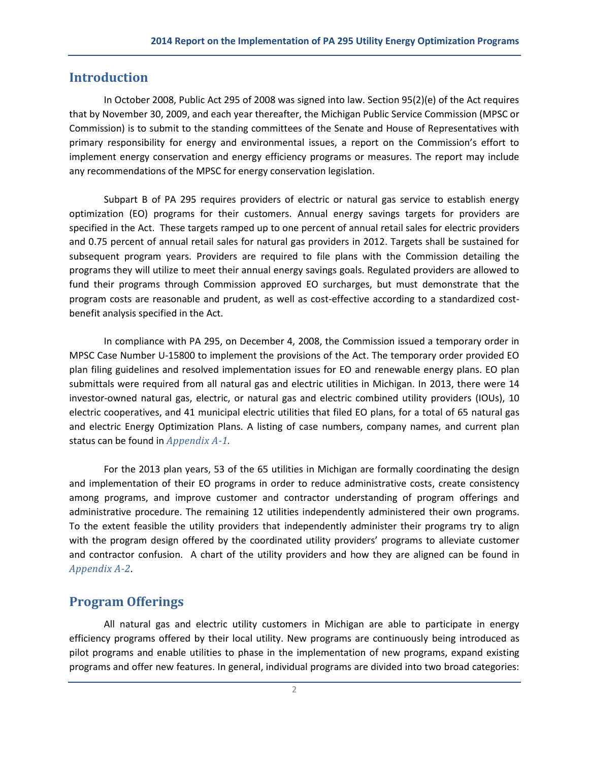## Introduction

In October 2008, Public Act 295 of 2008 was signed into law. Section 95(2)(e) of the Act requires that by November 30, 2009, and each year thereafter, the Michigan Public Service Commission (MPSC or Commission) is to submit to the standing committees of the Senate and House of Representatives with primary responsibility for energy and environmental issues, a report on the Commission's effort to implement energy conservation and energy efficiency programs or measures. The report may include any recommendations of the MPSC for energy conservation legislation.

Subpart B of PA 295 requires providers of electric or natural gas service to establish energy optimization (EO) programs for their customers. Annual energy savings targets for providers are specified in the Act. These targets ramped up to one percent of annual retail sales for electric providers and 0.75 percent of annual retail sales for natural gas providers in 2012. Targets shall be sustained for subsequent program years. Providers are required to file plans with the Commission detailing the programs they will utilize to meet their annual energy savings goals. Regulated providers are allowed to fund their programs through Commission approved EO surcharges, but must demonstrate that the program costs are reasonable and prudent, as well as cost-effective according to a standardized cost-benefit analysis specified in the Act.

In compliance with PA 295, on December 4, 2008, the Commission issued a temporary order in MPSC Case Number U-15800 to implement the provisions of the Act. The temporary order provided EO plan filing guidelines and resolved implementation issues for EO and renewable energy plans. EO plan submittals were required from all natural gas and electric utilities in Michigan. In 2013, there were 14 investor-owned natural gas, electric, or natural gas and electric combined utility providers (IOUs), 10 electric cooperatives, and 41 municipal electric utilities that filed EO plans, for a total of 65 natural gas and electric Energy Optimization Plans. A listing of case numbers, company names, and current plan status can be found in *Appendix A-1.*

For the 2013 plan years, 53 of the 65 utilities in Michigan are formally coordinating the design and implementation of their EO programs in order to reduce administrative costs, create consistency among programs, and improve customer and contractor understanding of program offerings and administrative procedure. The remaining 12 utilities independently administered their own programs. To the extent feasible the utility providers that independently administer their programs try to align with the program design offered by the coordinated utility providers' programs to alleviate customer and contractor confusion. A chart of the utility providers and how they are aligned can be found in *Appendix A-2*.

## Program Offerings

All natural gas and electric utility customers in Michigan are able to participate in energy efficiency programs offered by their local utility. New programs are continuously being introduced as pilot programs and enable utilities to phase in the implementation of new programs, expand existing programs and offer new features. In general, individual programs are divided into two broad categories: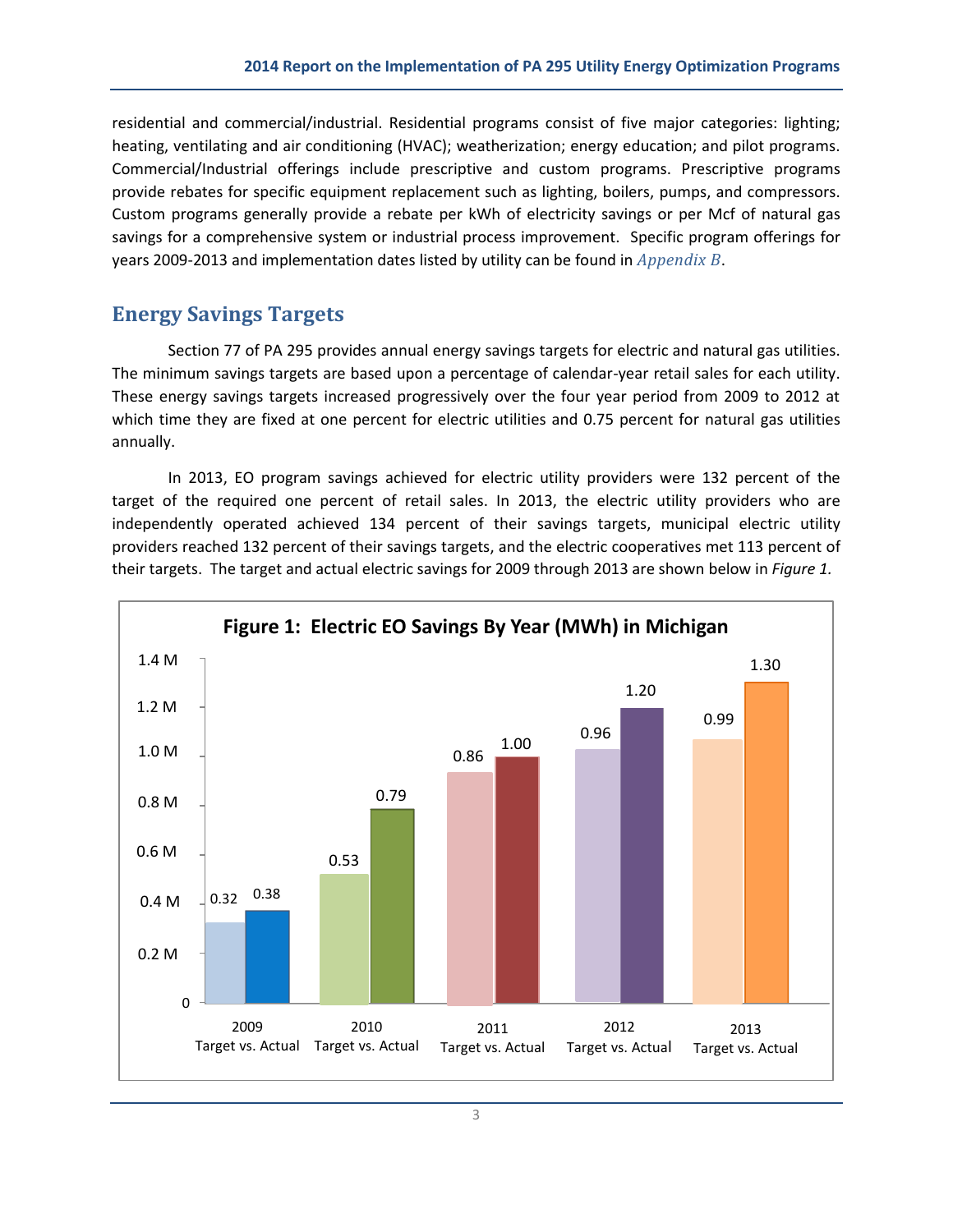residential and commercial/industrial. Residential programs consist of five major categories: lighting; heating, ventilating and air conditioning (HVAC); weatherization; energy education; and pilot programs. Commercial/Industrial offerings include prescriptive and custom programs. Prescriptive programs provide rebates for specific equipment replacement such as lighting, boilers, pumps, and compressors. Custom programs generally provide a rebate per kWh of electricity savings or per Mcf of natural gas savings for a comprehensive system or industrial process improvement. Specific program offerings for years 2009-2013 and implementation dates listed by utility can be found in *Appendix B*.

## Energy Savings Targets

Section 77 of PA 295 provides annual energy savings targets for electric and natural gas utilities. The minimum savings targets are based upon a percentage of calendar-year retail sales for each utility. These energy savings targets increased progressively over the four year period from 2009 to 2012 at which time they are fixed at one percent for electric utilities and 0.75 percent for natural gas utilities annually.

In 2013, EO program savings achieved for electric utility providers were 132 percent of the target of the required one percent of retail sales. In 2013, the electric utility providers who are independently operated achieved 134 percent of their savings targets, municipal electric utility providers reached 132 percent of their savings targets, and the electric cooperatives met 113 percent of their targets. The target and actual electric savings for 2009 through 2013 are shown below in *Figure 1.*

**Figure 1: Electric EO Savings By Year (MWh) in Michigan**

| Year | Target | Actual |
|---|---|---|
| 2009 | 0.32 | 0.38 |
| 2010 | 0.53 | 0.79 |
| 2011 | 0.86 | 1.00 |
| 2012 | 0.96 | 1.20 |
| 2013 | 0.99 | 1.30 |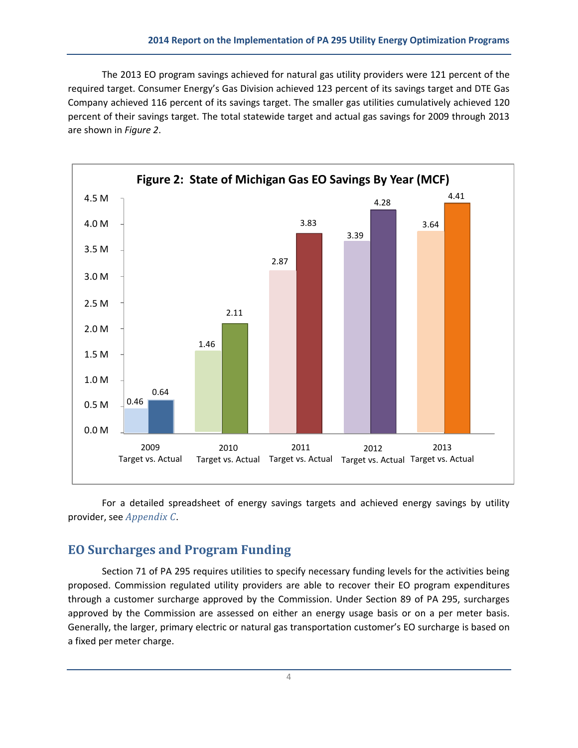The 2013 EO program savings achieved for natural gas utility providers were 121 percent of the required target. Consumer Energy's Gas Division achieved 123 percent of its savings target and DTE Gas Company achieved 116 percent of its savings target. The smaller gas utilities cumulatively achieved 120 percent of their savings target. The total statewide target and actual gas savings for 2009 through 2013 are shown in *Figure 2*.

**Figure 2: State of Michigan Gas EO Savings By Year (MCF)**

| Year | Target | Actual |
|---|---|---|
| 2009 | 0.46 | 0.64 |
| 2010 | 1.46 | 2.11 |
| 2011 | 2.87 | 3.83 |
| 2012 | 3.39 | 4.28 |
| 2013 | 3.64 | 4.41 |

For a detailed spreadsheet of energy savings targets and achieved energy savings by utility provider, see *Appendix C*.

## EO Surcharges and Program Funding

Section 71 of PA 295 requires utilities to specify necessary funding levels for the activities being proposed. Commission regulated utility providers are able to recover their EO program expenditures through a customer surcharge approved by the Commission. Under Section 89 of PA 295, surcharges approved by the Commission are assessed on either an energy usage basis or on a per meter basis. Generally, the larger, primary electric or natural gas transportation customer's EO surcharge is based on a fixed per meter charge.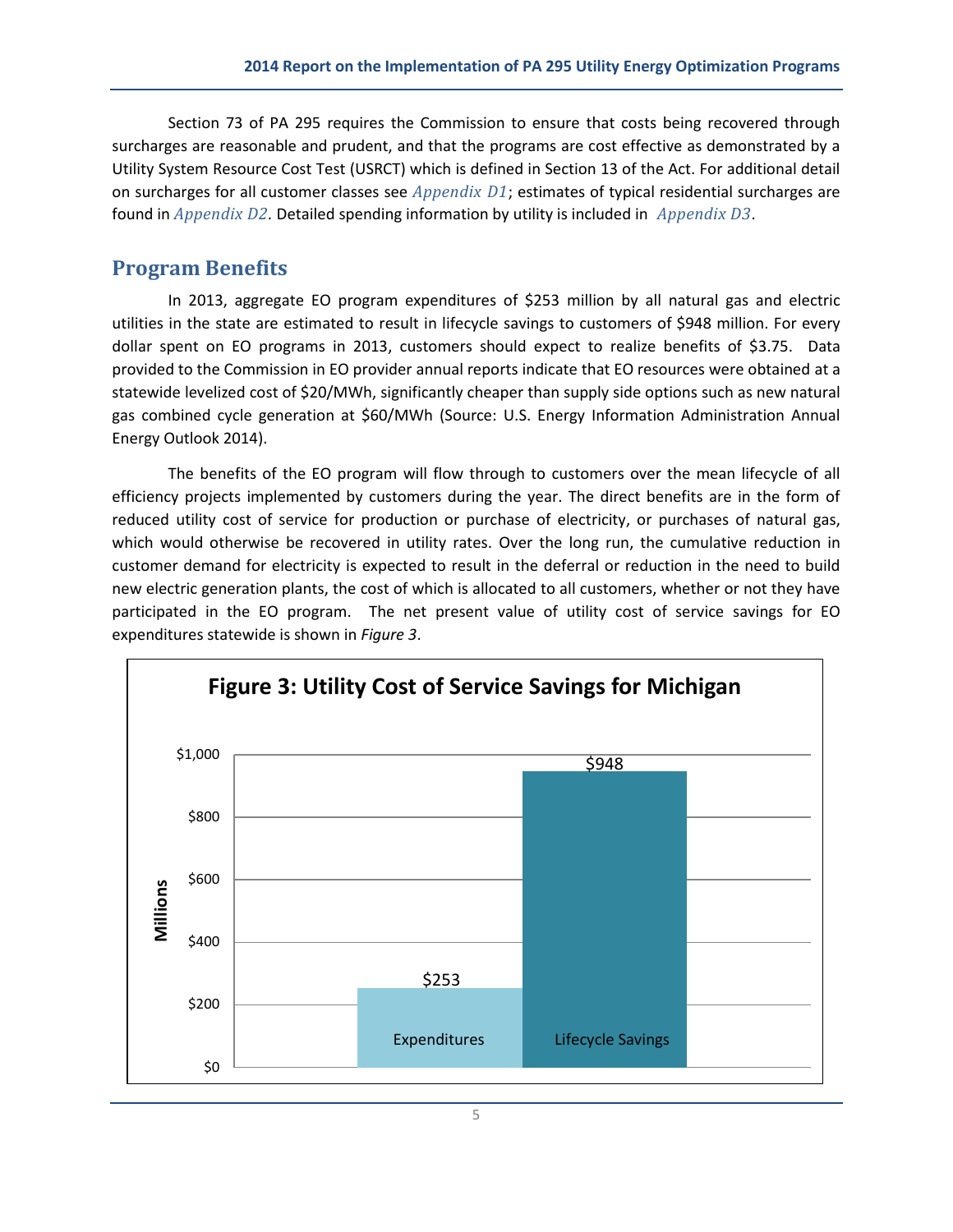Section 73 of PA 295 requires the Commission to ensure that costs being recovered through surcharges are reasonable and prudent, and that the programs are cost effective as demonstrated by a Utility System Resource Cost Test (USRCT) which is defined in Section 13 of the Act. For additional detail on surcharges for all customer classes see *Appendix D1*; estimates of typical residential surcharges are found in *Appendix D2*. Detailed spending information by utility is included in *Appendix D3*.

## Program Benefits

In 2013, aggregate EO program expenditures of $253 million by all natural gas and electric utilities in the state are estimated to result in lifecycle savings to customers of $948 million. For every dollar spent on EO programs in 2013, customers should expect to realize benefits of $3.75. Data provided to the Commission in EO provider annual reports indicate that EO resources were obtained at a statewide levelized cost of $20/MWh, significantly cheaper than supply side options such as new natural gas combined cycle generation at $60/MWh (Source: U.S. Energy Information Administration Annual Energy Outlook 2014).

The benefits of the EO program will flow through to customers over the mean lifecycle of all efficiency projects implemented by customers during the year. The direct benefits are in the form of reduced utility cost of service for production or purchase of electricity, or purchases of natural gas, which would otherwise be recovered in utility rates. Over the long run, the cumulative reduction in customer demand for electricity is expected to result in the deferral or reduction in the need to build new electric generation plants, the cost of which is allocated to all customers, whether or not they have participated in the EO program. The net present value of utility cost of service savings for EO expenditures statewide is shown in *Figure 3*.

**Figure 3: Utility Cost of Service Savings for Michigan**

| | Millions |
|---|---|
| Expenditures | $253 |
| Lifecycle Savings | $948 |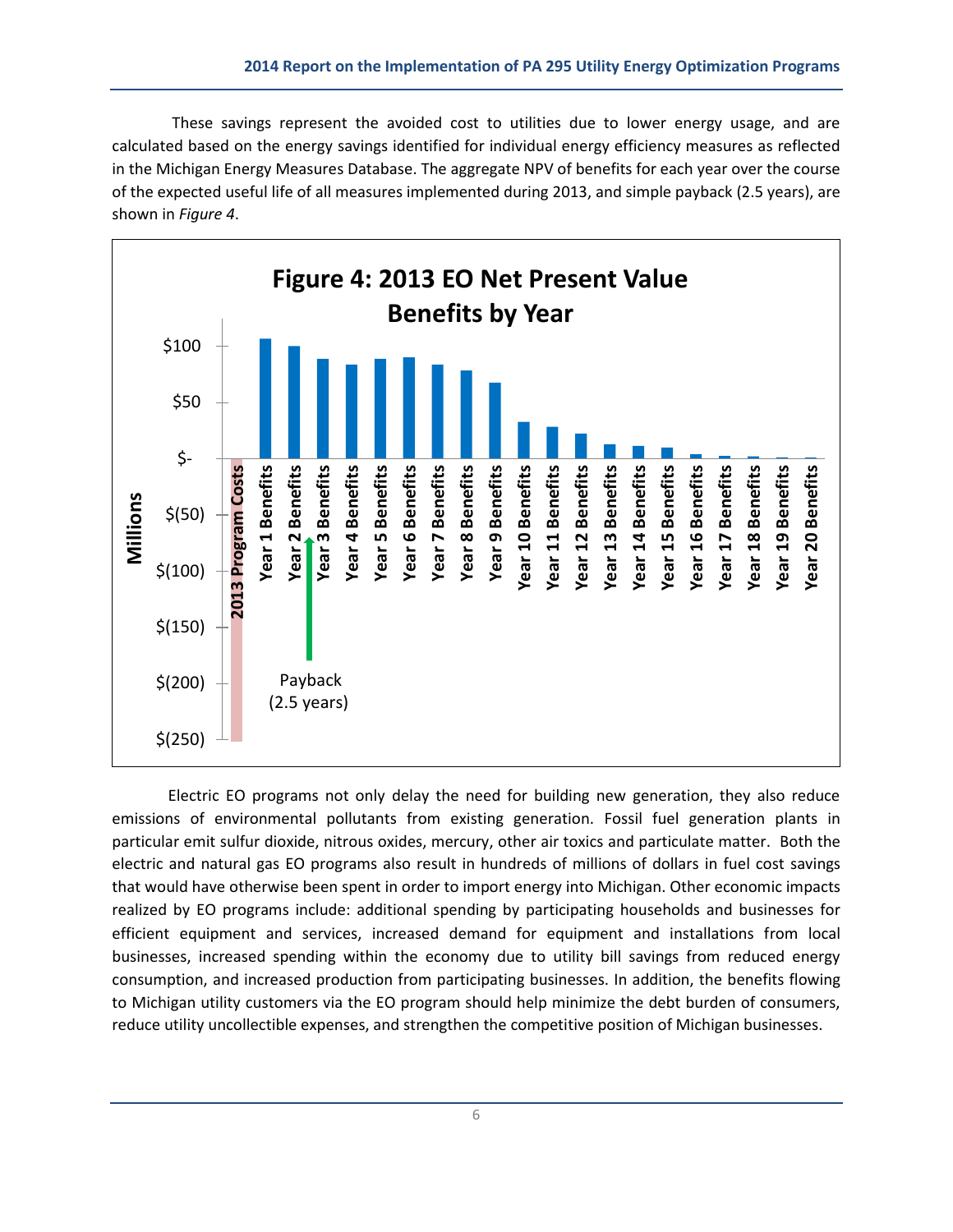These savings represent the avoided cost to utilities due to lower energy usage, and are calculated based on the energy savings identified for individual energy efficiency measures as reflected in the Michigan Energy Measures Database. The aggregate NPV of benefits for each year over the course of the expected useful life of all measures implemented during 2013, and simple payback (2.5 years), are shown in *Figure 4*.

**Figure 4: 2013 EO Net Present Value Benefits by Year**

Electric EO programs not only delay the need for building new generation, they also reduce emissions of environmental pollutants from existing generation. Fossil fuel generation plants in particular emit sulfur dioxide, nitrous oxides, mercury, other air toxics and particulate matter. Both the electric and natural gas EO programs also result in hundreds of millions of dollars in fuel cost savings that would have otherwise been spent in order to import energy into Michigan. Other economic impacts realized by EO programs include: additional spending by participating households and businesses for efficient equipment and services, increased demand for equipment and installations from local businesses, increased spending within the economy due to utility bill savings from reduced energy consumption, and increased production from participating businesses. In addition, the benefits flowing to Michigan utility customers via the EO program should help minimize the debt burden of consumers, reduce utility uncollectible expenses, and strengthen the competitive position of Michigan businesses.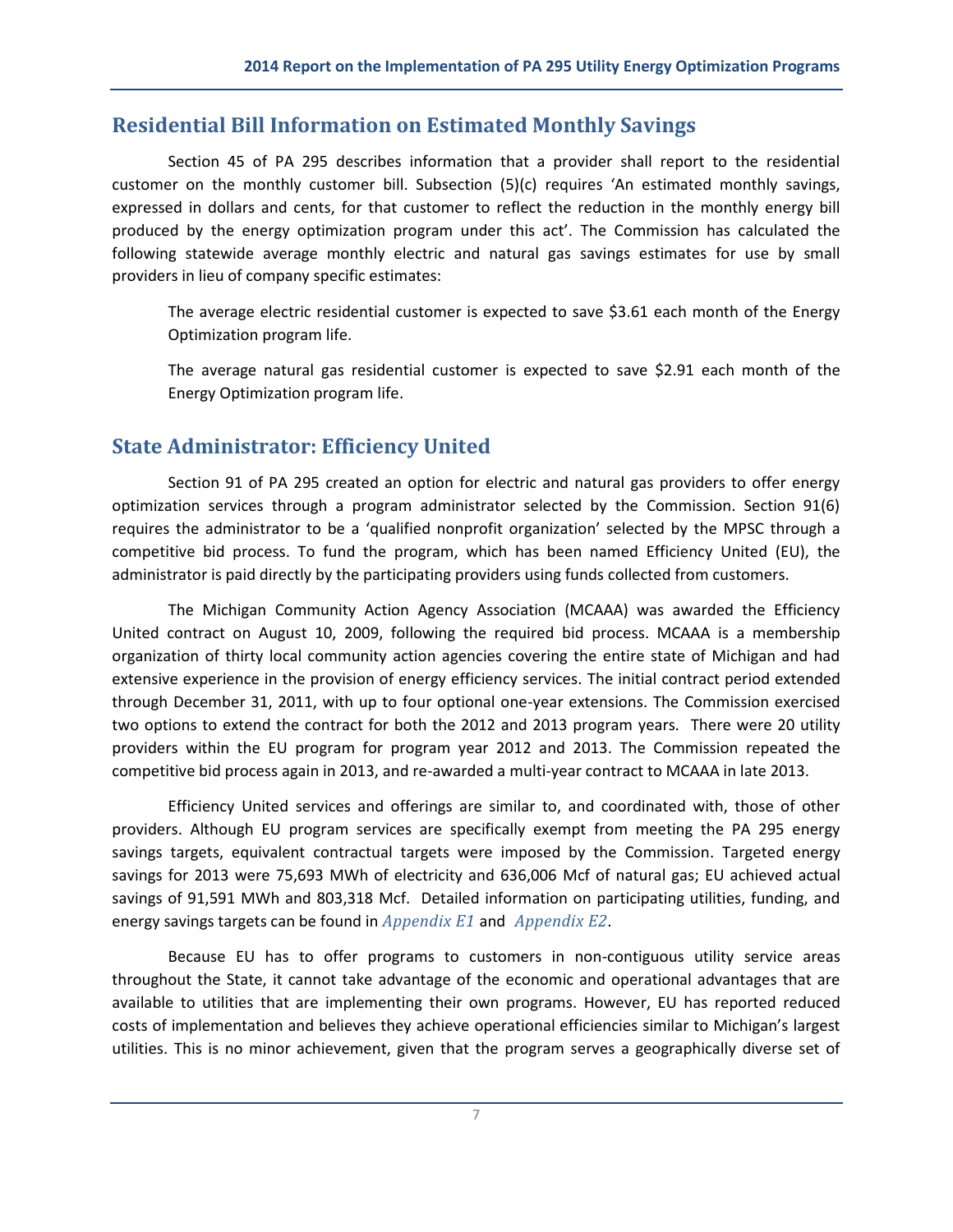## Residential Bill Information on Estimated Monthly Savings

Section 45 of PA 295 describes information that a provider shall report to the residential customer on the monthly customer bill. Subsection (5)(c) requires 'An estimated monthly savings, expressed in dollars and cents, for that customer to reflect the reduction in the monthly energy bill produced by the energy optimization program under this act'. The Commission has calculated the following statewide average monthly electric and natural gas savings estimates for use by small providers in lieu of company specific estimates:

> The average electric residential customer is expected to save $3.61 each month of the Energy Optimization program life.
>
> The average natural gas residential customer is expected to save $2.91 each month of the Energy Optimization program life.

## State Administrator: Efficiency United

Section 91 of PA 295 created an option for electric and natural gas providers to offer energy optimization services through a program administrator selected by the Commission. Section 91(6) requires the administrator to be a 'qualified nonprofit organization' selected by the MPSC through a competitive bid process. To fund the program, which has been named Efficiency United (EU), the administrator is paid directly by the participating providers using funds collected from customers.

The Michigan Community Action Agency Association (MCAAA) was awarded the Efficiency United contract on August 10, 2009, following the required bid process. MCAAA is a membership organization of thirty local community action agencies covering the entire state of Michigan and had extensive experience in the provision of energy efficiency services. The initial contract period extended through December 31, 2011, with up to four optional one-year extensions. The Commission exercised two options to extend the contract for both the 2012 and 2013 program years. There were 20 utility providers within the EU program for program year 2012 and 2013. The Commission repeated the competitive bid process again in 2013, and re-awarded a multi-year contract to MCAAA in late 2013.

Efficiency United services and offerings are similar to, and coordinated with, those of other providers. Although EU program services are specifically exempt from meeting the PA 295 energy savings targets, equivalent contractual targets were imposed by the Commission. Targeted energy savings for 2013 were 75,693 MWh of electricity and 636,006 Mcf of natural gas; EU achieved actual savings of 91,591 MWh and 803,318 Mcf. Detailed information on participating utilities, funding, and energy savings targets can be found in *Appendix E1* and *Appendix E2*.

Because EU has to offer programs to customers in non-contiguous utility service areas throughout the State, it cannot take advantage of the economic and operational advantages that are available to utilities that are implementing their own programs. However, EU has reported reduced costs of implementation and believes they achieve operational efficiencies similar to Michigan's largest utilities. This is no minor achievement, given that the program serves a geographically diverse set of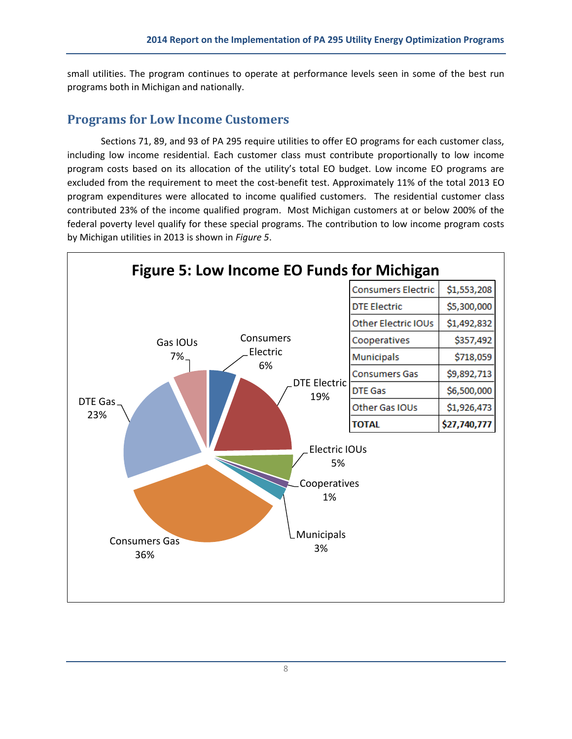small utilities. The program continues to operate at performance levels seen in some of the best run programs both in Michigan and nationally.

## Programs for Low Income Customers

Sections 71, 89, and 93 of PA 295 require utilities to offer EO programs for each customer class, including low income residential. Each customer class must contribute proportionally to low income program costs based on its allocation of the utility's total EO budget. Low income EO programs are excluded from the requirement to meet the cost-benefit test. Approximately 11% of the total 2013 EO program expenditures were allocated to income qualified customers. The residential customer class contributed 23% of the income qualified program. Most Michigan customers at or below 200% of the federal poverty level qualify for these special programs. The contribution to low income program costs by Michigan utilities in 2013 is shown in *Figure 5*.

**Figure 5: Low Income EO Funds for Michigan**

| Utility | Amount |
|---|---|
| Consumers Electric | $1,553,208 |
| DTE Electric | $5,300,000 |
| Other Electric IOUs | $1,492,832 |
| Cooperatives | $357,492 |
| Municipals | $718,059 |
| Consumers Gas | $9,892,713 |
| DTE Gas | $6,500,000 |
| Other Gas IOUs | $1,926,473 |
| **TOTAL** | **$27,740,777** |

Pie chart shares: Consumers Electric 6%; DTE Electric 19%; Electric IOUs 5%; Cooperatives 1%; Municipals 3%; Consumers Gas 36%; DTE Gas 23%; Gas IOUs 7%.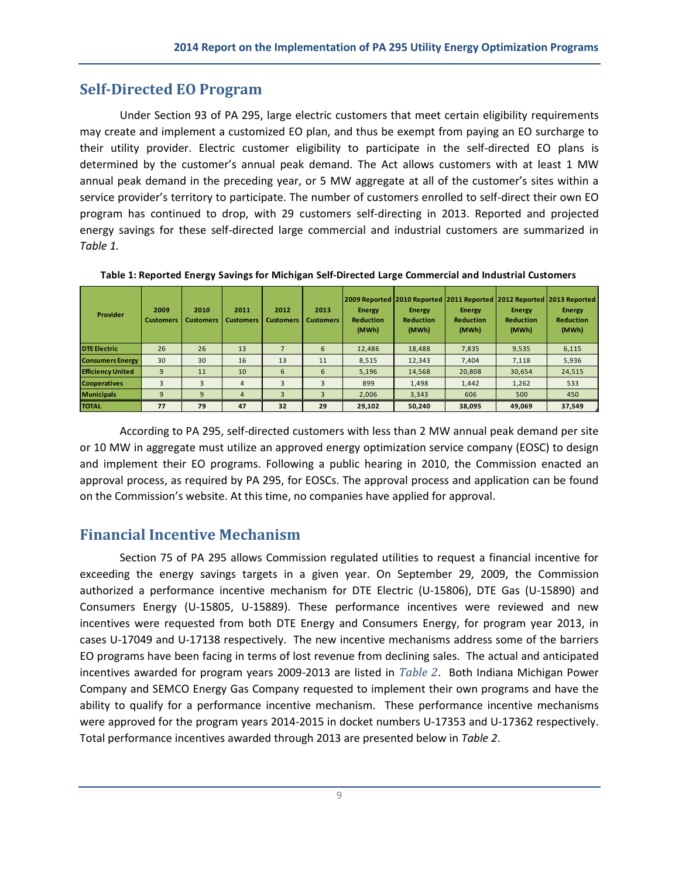## Self-Directed EO Program

Under Section 93 of PA 295, large electric customers that meet certain eligibility requirements may create and implement a customized EO plan, and thus be exempt from paying an EO surcharge to their utility provider. Electric customer eligibility to participate in the self-directed EO plans is determined by the customer's annual peak demand. The Act allows customers with at least 1 MW annual peak demand in the preceding year, or 5 MW aggregate at all of the customer's sites within a service provider's territory to participate. The number of customers enrolled to self-direct their own EO program has continued to drop, with 29 customers self-directing in 2013. Reported and projected energy savings for these self-directed large commercial and industrial customers are summarized in *Table 1.*

**Table 1: Reported Energy Savings for Michigan Self-Directed Large Commercial and Industrial Customers**

| Provider | 2009 Customers | 2010 Customers | 2011 Customers | 2012 Customers | 2013 Customers | 2009 Reported Energy Reduction (MWh) | 2010 Reported Energy Reduction (MWh) | 2011 Reported Energy Reduction (MWh) | 2012 Reported Energy Reduction (MWh) | 2013 Reported Energy Reduction (MWh) |
|---|---|---|---|---|---|---|---|---|---|---|
| DTE Electric | 26 | 26 | 13 | 7 | 6 | 12,486 | 18,488 | 7,835 | 9,535 | 6,115 |
| Consumers Energy | 30 | 30 | 16 | 13 | 11 | 8,515 | 12,343 | 7,404 | 7,118 | 5,936 |
| Efficiency United | 9 | 11 | 10 | 6 | 6 | 5,196 | 14,568 | 20,808 | 30,654 | 24,515 |
| Cooperatives | 3 | 3 | 4 | 3 | 3 | 899 | 1,498 | 1,442 | 1,262 | 533 |
| Municipals | 9 | 9 | 4 | 3 | 3 | 2,006 | 3,343 | 606 | 500 | 450 |
| **TOTAL** | **77** | **79** | **47** | **32** | **29** | **29,102** | **50,240** | **38,095** | **49,069** | **37,549** |

According to PA 295, self-directed customers with less than 2 MW annual peak demand per site or 10 MW in aggregate must utilize an approved energy optimization service company (EOSC) to design and implement their EO programs. Following a public hearing in 2010, the Commission enacted an approval process, as required by PA 295, for EOSCs. The approval process and application can be found on the Commission's website. At this time, no companies have applied for approval.

## Financial Incentive Mechanism

Section 75 of PA 295 allows Commission regulated utilities to request a financial incentive for exceeding the energy savings targets in a given year. On September 29, 2009, the Commission authorized a performance incentive mechanism for DTE Electric (U-15806), DTE Gas (U-15890) and Consumers Energy (U-15805, U-15889). These performance incentives were reviewed and new incentives were requested from both DTE Energy and Consumers Energy, for program year 2013, in cases U-17049 and U-17138 respectively. The new incentive mechanisms address some of the barriers EO programs have been facing in terms of lost revenue from declining sales. The actual and anticipated incentives awarded for program years 2009-2013 are listed in *Table 2*. Both Indiana Michigan Power Company and SEMCO Energy Gas Company requested to implement their own programs and have the ability to qualify for a performance incentive mechanism. These performance incentive mechanisms were approved for the program years 2014-2015 in docket numbers U-17353 and U-17362 respectively. Total performance incentives awarded through 2013 are presented below in *Table 2*.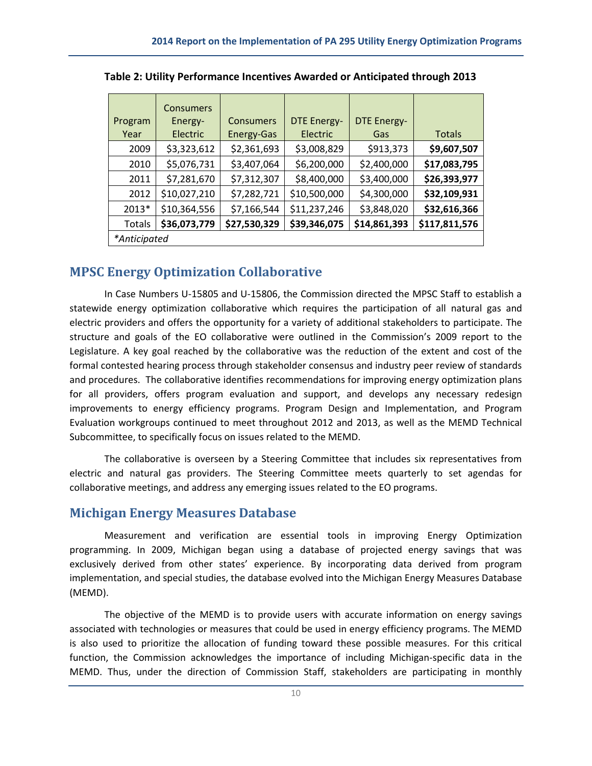**Table 2: Utility Performance Incentives Awarded or Anticipated through 2013**

| Program Year | Consumers Energy-Electric | Consumers Energy-Gas | DTE Energy-Electric | DTE Energy-Gas | Totals |
|---|---|---|---|---|---|
| 2009 | $3,323,612 | $2,361,693 | $3,008,829 | $913,373 | **$9,607,507** |
| 2010 | $5,076,731 | $3,407,064 | $6,200,000 | $2,400,000 | **$17,083,795** |
| 2011 | $7,281,670 | $7,312,307 | $8,400,000 | $3,400,000 | **$26,393,977** |
| 2012 | $10,027,210 | $7,282,721 | $10,500,000 | $4,300,000 | **$32,109,931** |
| 2013* | $10,364,556 | $7,166,544 | $11,237,246 | $3,848,020 | **$32,616,366** |
| Totals | **$36,073,779** | **$27,530,329** | **$39,346,075** | **$14,861,393** | **$117,811,576** |
| *Anticipated | | | | | |

## MPSC Energy Optimization Collaborative

In Case Numbers U-15805 and U-15806, the Commission directed the MPSC Staff to establish a statewide energy optimization collaborative which requires the participation of all natural gas and electric providers and offers the opportunity for a variety of additional stakeholders to participate. The structure and goals of the EO collaborative were outlined in the Commission's 2009 report to the Legislature. A key goal reached by the collaborative was the reduction of the extent and cost of the formal contested hearing process through stakeholder consensus and industry peer review of standards and procedures. The collaborative identifies recommendations for improving energy optimization plans for all providers, offers program evaluation and support, and develops any necessary redesign improvements to energy efficiency programs. Program Design and Implementation, and Program Evaluation workgroups continued to meet throughout 2012 and 2013, as well as the MEMD Technical Subcommittee, to specifically focus on issues related to the MEMD.

The collaborative is overseen by a Steering Committee that includes six representatives from electric and natural gas providers. The Steering Committee meets quarterly to set agendas for collaborative meetings, and address any emerging issues related to the EO programs.

## Michigan Energy Measures Database

Measurement and verification are essential tools in improving Energy Optimization programming. In 2009, Michigan began using a database of projected energy savings that was exclusively derived from other states' experience. By incorporating data derived from program implementation, and special studies, the database evolved into the Michigan Energy Measures Database (MEMD).

The objective of the MEMD is to provide users with accurate information on energy savings associated with technologies or measures that could be used in energy efficiency programs. The MEMD is also used to prioritize the allocation of funding toward these possible measures. For this critical function, the Commission acknowledges the importance of including Michigan-specific data in the MEMD. Thus, under the direction of Commission Staff, stakeholders are participating in monthly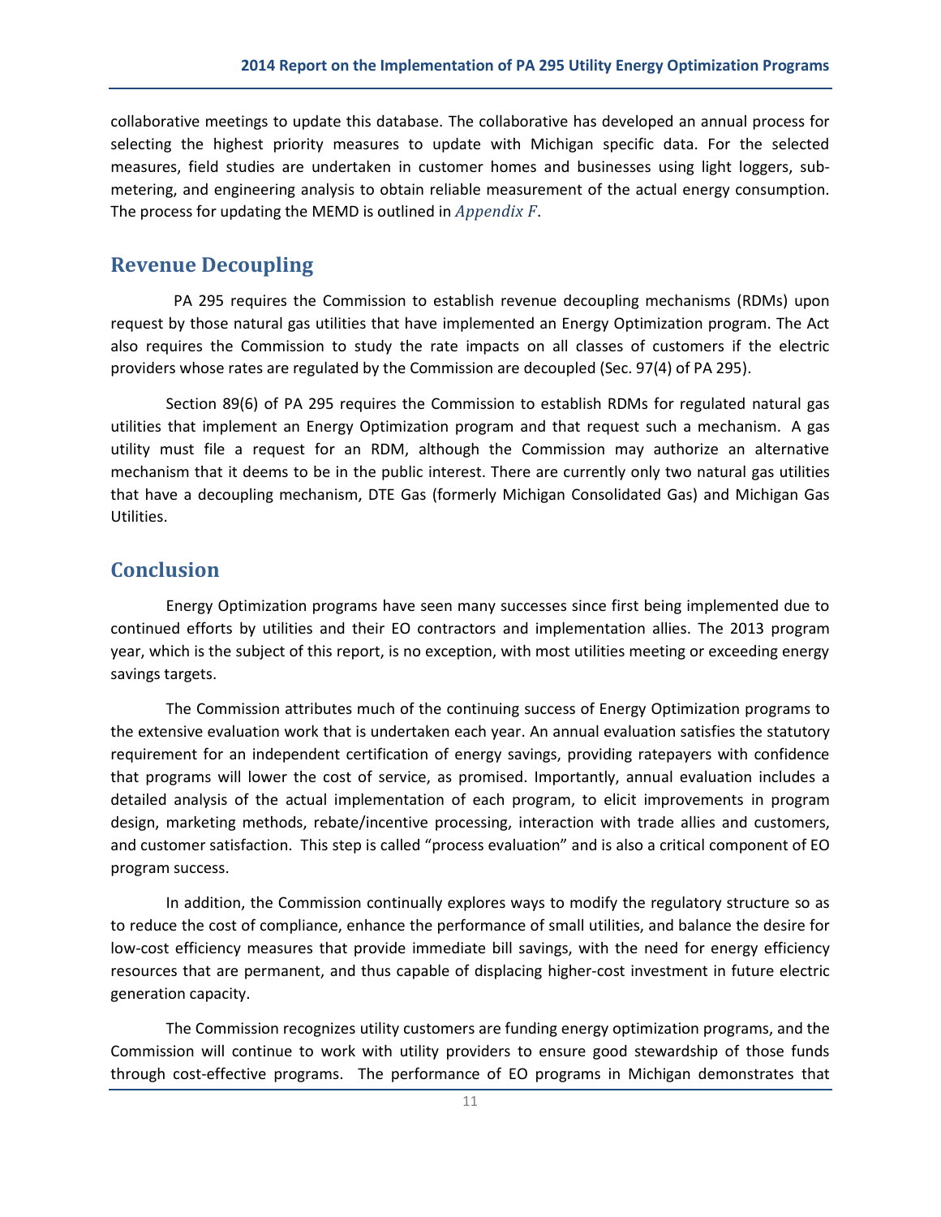collaborative meetings to update this database. The collaborative has developed an annual process for selecting the highest priority measures to update with Michigan specific data. For the selected measures, field studies are undertaken in customer homes and businesses using light loggers, sub-metering, and engineering analysis to obtain reliable measurement of the actual energy consumption. The process for updating the MEMD is outlined in *Appendix F*.

## Revenue Decoupling

PA 295 requires the Commission to establish revenue decoupling mechanisms (RDMs) upon request by those natural gas utilities that have implemented an Energy Optimization program. The Act also requires the Commission to study the rate impacts on all classes of customers if the electric providers whose rates are regulated by the Commission are decoupled (Sec. 97(4) of PA 295).

Section 89(6) of PA 295 requires the Commission to establish RDMs for regulated natural gas utilities that implement an Energy Optimization program and that request such a mechanism. A gas utility must file a request for an RDM, although the Commission may authorize an alternative mechanism that it deems to be in the public interest. There are currently only two natural gas utilities that have a decoupling mechanism, DTE Gas (formerly Michigan Consolidated Gas) and Michigan Gas Utilities.

## Conclusion

Energy Optimization programs have seen many successes since first being implemented due to continued efforts by utilities and their EO contractors and implementation allies. The 2013 program year, which is the subject of this report, is no exception, with most utilities meeting or exceeding energy savings targets.

The Commission attributes much of the continuing success of Energy Optimization programs to the extensive evaluation work that is undertaken each year. An annual evaluation satisfies the statutory requirement for an independent certification of energy savings, providing ratepayers with confidence that programs will lower the cost of service, as promised. Importantly, annual evaluation includes a detailed analysis of the actual implementation of each program, to elicit improvements in program design, marketing methods, rebate/incentive processing, interaction with trade allies and customers, and customer satisfaction. This step is called "process evaluation" and is also a critical component of EO program success.

In addition, the Commission continually explores ways to modify the regulatory structure so as to reduce the cost of compliance, enhance the performance of small utilities, and balance the desire for low-cost efficiency measures that provide immediate bill savings, with the need for energy efficiency resources that are permanent, and thus capable of displacing higher-cost investment in future electric generation capacity.

The Commission recognizes utility customers are funding energy optimization programs, and the Commission will continue to work with utility providers to ensure good stewardship of those funds through cost-effective programs. The performance of EO programs in Michigan demonstrates that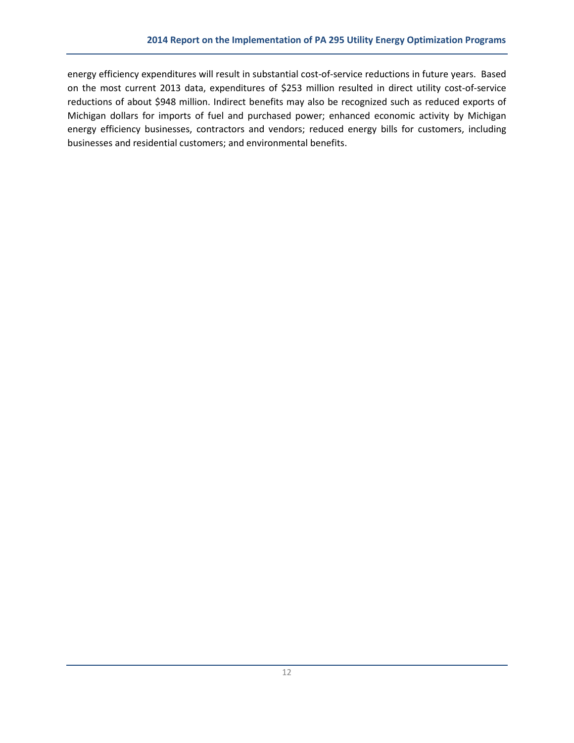energy efficiency expenditures will result in substantial cost-of-service reductions in future years. Based on the most current 2013 data, expenditures of $253 million resulted in direct utility cost-of-service reductions of about $948 million. Indirect benefits may also be recognized such as reduced exports of Michigan dollars for imports of fuel and purchased power; enhanced economic activity by Michigan energy efficiency businesses, contractors and vendors; reduced energy bills for customers, including businesses and residential customers; and environmental benefits.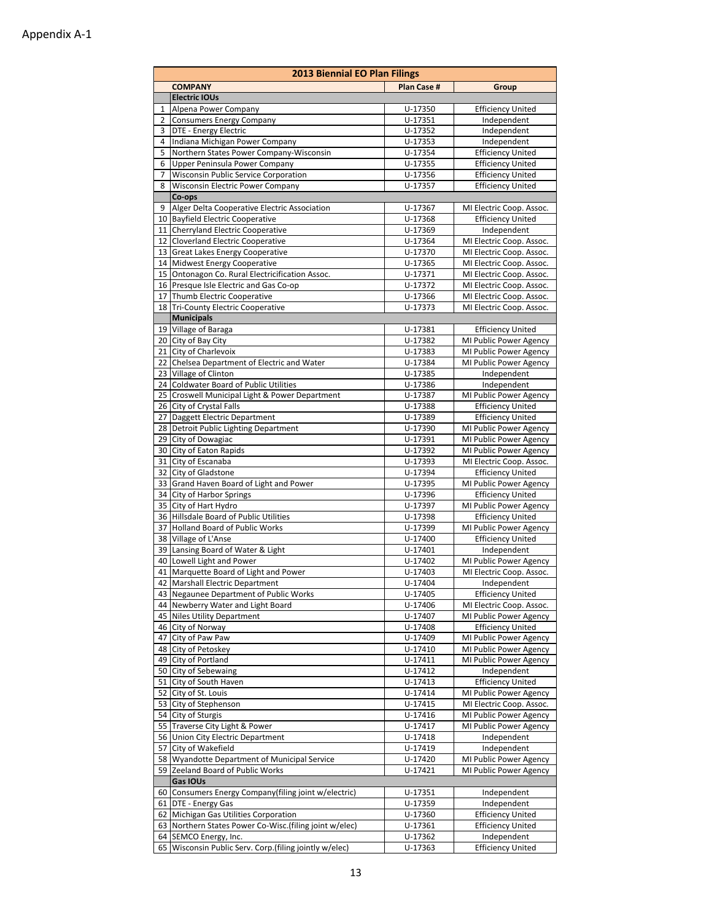Appendix A-1

| | 2013 Biennial EO Plan Filings | | |
|---|---|---|---|
| | **COMPANY** | **Plan Case #** | **Group** |
| | **Electric IOUs** | | |
| 1 | Alpena Power Company | U-17350 | Efficiency United |
| 2 | Consumers Energy Company | U-17351 | Independent |
| 3 | DTE - Energy Electric | U-17352 | Independent |
| 4 | Indiana Michigan Power Company | U-17353 | Independent |
| 5 | Northern States Power Company-Wisconsin | U-17354 | Efficiency United |
| 6 | Upper Peninsula Power Company | U-17355 | Efficiency United |
| 7 | Wisconsin Public Service Corporation | U-17356 | Efficiency United |
| 8 | Wisconsin Electric Power Company | U-17357 | Efficiency United |
| | **Co-ops** | | |
| 9 | Alger Delta Cooperative Electric Association | U-17367 | MI Electric Coop. Assoc. |
| 10 | Bayfield Electric Cooperative | U-17368 | Efficiency United |
| 11 | Cherryland Electric Cooperative | U-17369 | Independent |
| 12 | Cloverland Electric Cooperative | U-17364 | MI Electric Coop. Assoc. |
| 13 | Great Lakes Energy Cooperative | U-17370 | MI Electric Coop. Assoc. |
| 14 | Midwest Energy Cooperative | U-17365 | MI Electric Coop. Assoc. |
| 15 | Ontonagon Co. Rural Electricification Assoc. | U-17371 | MI Electric Coop. Assoc. |
| 16 | Presque Isle Electric and Gas Co-op | U-17372 | MI Electric Coop. Assoc. |
| 17 | Thumb Electric Cooperative | U-17366 | MI Electric Coop. Assoc. |
| 18 | Tri-County Electric Cooperative | U-17373 | MI Electric Coop. Assoc. |
| | **Municipals** | | |
| 19 | Village of Baraga | U-17381 | Efficiency United |
| 20 | City of Bay City | U-17382 | MI Public Power Agency |
| 21 | City of Charlevoix | U-17383 | MI Public Power Agency |
| 22 | Chelsea Department of Electric and Water | U-17384 | MI Public Power Agency |
| 23 | Village of Clinton | U-17385 | Independent |
| 24 | Coldwater Board of Public Utilities | U-17386 | Independent |
| 25 | Croswell Municipal Light & Power Department | U-17387 | MI Public Power Agency |
| 26 | City of Crystal Falls | U-17388 | Efficiency United |
| 27 | Daggett Electric Department | U-17389 | Efficiency United |
| 28 | Detroit Public Lighting Department | U-17390 | MI Public Power Agency |
| 29 | City of Dowagiac | U-17391 | MI Public Power Agency |
| 30 | City of Eaton Rapids | U-17392 | MI Public Power Agency |
| 31 | City of Escanaba | U-17393 | MI Electric Coop. Assoc. |
| 32 | City of Gladstone | U-17394 | Efficiency United |
| 33 | Grand Haven Board of Light and Power | U-17395 | MI Public Power Agency |
| 34 | City of Harbor Springs | U-17396 | Efficiency United |
| 35 | City of Hart Hydro | U-17397 | MI Public Power Agency |
| 36 | Hillsdale Board of Public Utilities | U-17398 | Efficiency United |
| 37 | Holland Board of Public Works | U-17399 | MI Public Power Agency |
| 38 | Village of L'Anse | U-17400 | Efficiency United |
| 39 | Lansing Board of Water & Light | U-17401 | Independent |
| 40 | Lowell Light and Power | U-17402 | MI Public Power Agency |
| 41 | Marquette Board of Light and Power | U-17403 | MI Electric Coop. Assoc. |
| 42 | Marshall Electric Department | U-17404 | Independent |
| 43 | Negaunee Department of Public Works | U-17405 | Efficiency United |
| 44 | Newberry Water and Light Board | U-17406 | MI Electric Coop. Assoc. |
| 45 | Niles Utility Department | U-17407 | MI Public Power Agency |
| 46 | City of Norway | U-17408 | Efficiency United |
| 47 | City of Paw Paw | U-17409 | MI Public Power Agency |
| 48 | City of Petoskey | U-17410 | MI Public Power Agency |
| 49 | City of Portland | U-17411 | MI Public Power Agency |
| 50 | City of Sebewaing | U-17412 | Independent |
| 51 | City of South Haven | U-17413 | Efficiency United |
| 52 | City of St. Louis | U-17414 | MI Public Power Agency |
| 53 | City of Stephenson | U-17415 | MI Electric Coop. Assoc. |
| 54 | City of Sturgis | U-17416 | MI Public Power Agency |
| 55 | Traverse City Light & Power | U-17417 | MI Public Power Agency |
| 56 | Union City Electric Department | U-17418 | Independent |
| 57 | City of Wakefield | U-17419 | Independent |
| 58 | Wyandotte Department of Municipal Service | U-17420 | MI Public Power Agency |
| 59 | Zeeland Board of Public Works | U-17421 | MI Public Power Agency |
| | **Gas IOUs** | | |
| 60 | Consumers Energy Company(filing joint w/electric) | U-17351 | Independent |
| 61 | DTE - Energy Gas | U-17359 | Independent |
| 62 | Michigan Gas Utilities Corporation | U-17360 | Efficiency United |
| 63 | Northern States Power Co-Wisc.(filing joint w/elec) | U-17361 | Efficiency United |
| 64 | SEMCO Energy, Inc. | U-17362 | Independent |
| 65 | Wisconsin Public Serv. Corp.(filing jointly w/elec) | U-17363 | Efficiency United |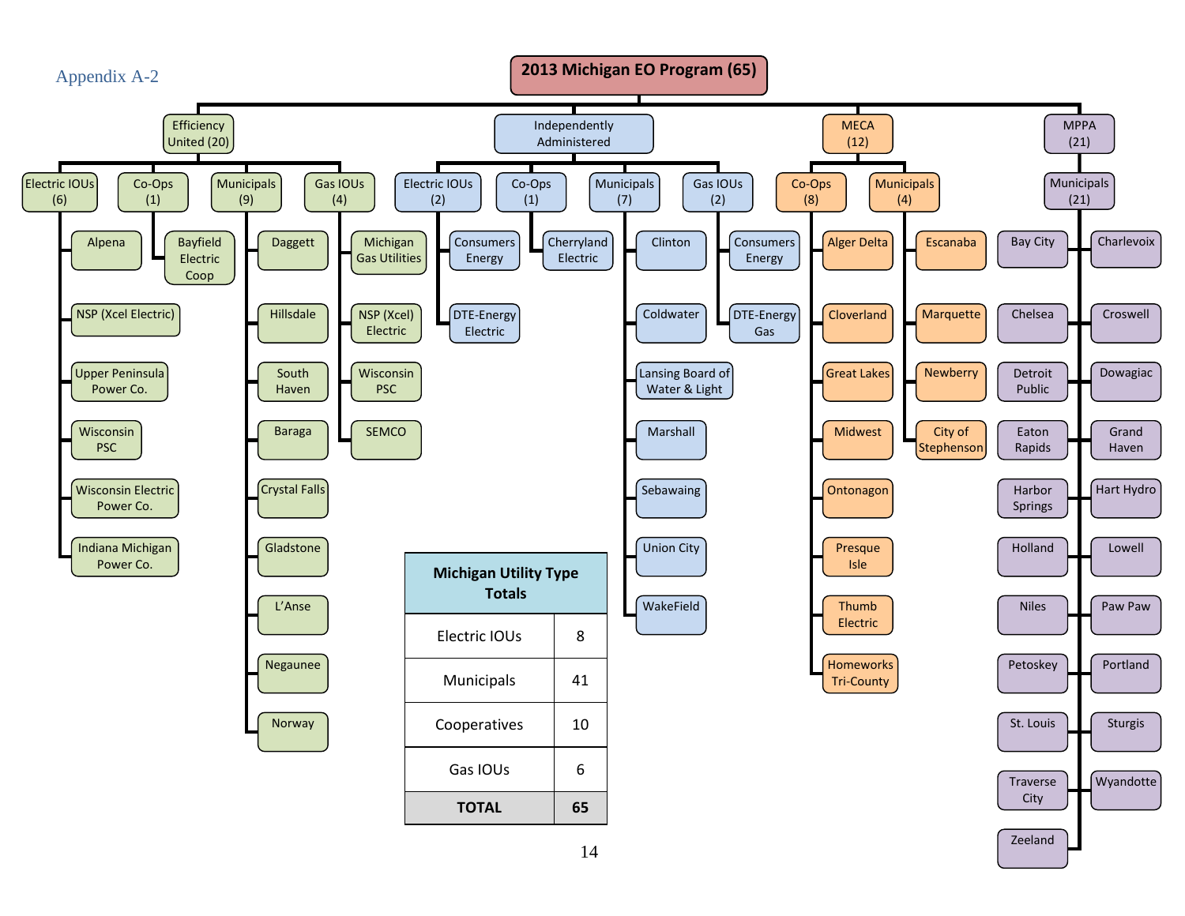Appendix A-2

# 2013 Michigan EO Program (65)

## Efficiency United (20)

### Electric IOUs (6)
- Alpena
- NSP (Xcel Electric)
- Upper Peninsula Power Co.
- Wisconsin PSC
- Wisconsin Electric Power Co.
- Indiana Michigan Power Co.

### Co-Ops (1)
- Bayfield Electric Coop

### Municipals (9)
- Daggett
- Hillsdale
- South Haven
- Baraga
- Crystal Falls
- Gladstone
- L'Anse
- Negaunee
- Norway

### Gas IOUs (4)
- Michigan Gas Utilities
- NSP (Xcel) Electric
- Wisconsin PSC
- SEMCO

## Independently Administered

### Electric IOUs (2)
- Consumers Energy
- DTE-Energy Electric

### Co-Ops (1)
- Cherryland Electric

### Municipals (7)
- Clinton
- Coldwater
- Lansing Board of Water & Light
- Marshall
- Sebawaing
- Union City
- WakeField

### Gas IOUs (2)
- Consumers Energy
- DTE-Energy Gas

## MECA (12)

### Co-Ops (8)
- Alger Delta
- Cloverland
- Great Lakes
- Midwest
- Ontonagon
- Presque Isle
- Thumb Electric
- Homeworks Tri-County

### Municipals (4)
- Escanaba
- Marquette
- Newberry
- City of Stephenson

## MPPA (21)

### Municipals (21)
- Bay City
- Charlevoix
- Chelsea
- Croswell
- Detroit Public
- Dowagiac
- Eaton Rapids
- Grand Haven
- Harbor Springs
- Hart Hydro
- Holland
- Lowell
- Niles
- Paw Paw
- Petoskey
- Portland
- St. Louis
- Sturgis
- Traverse City
- Wyandotte
- Zeeland

| Michigan Utility Type Totals | |
|---|---|
| Electric IOUs | 8 |
| Municipals | 41 |
| Cooperatives | 10 |
| Gas IOUs | 6 |
| **TOTAL** | **65** |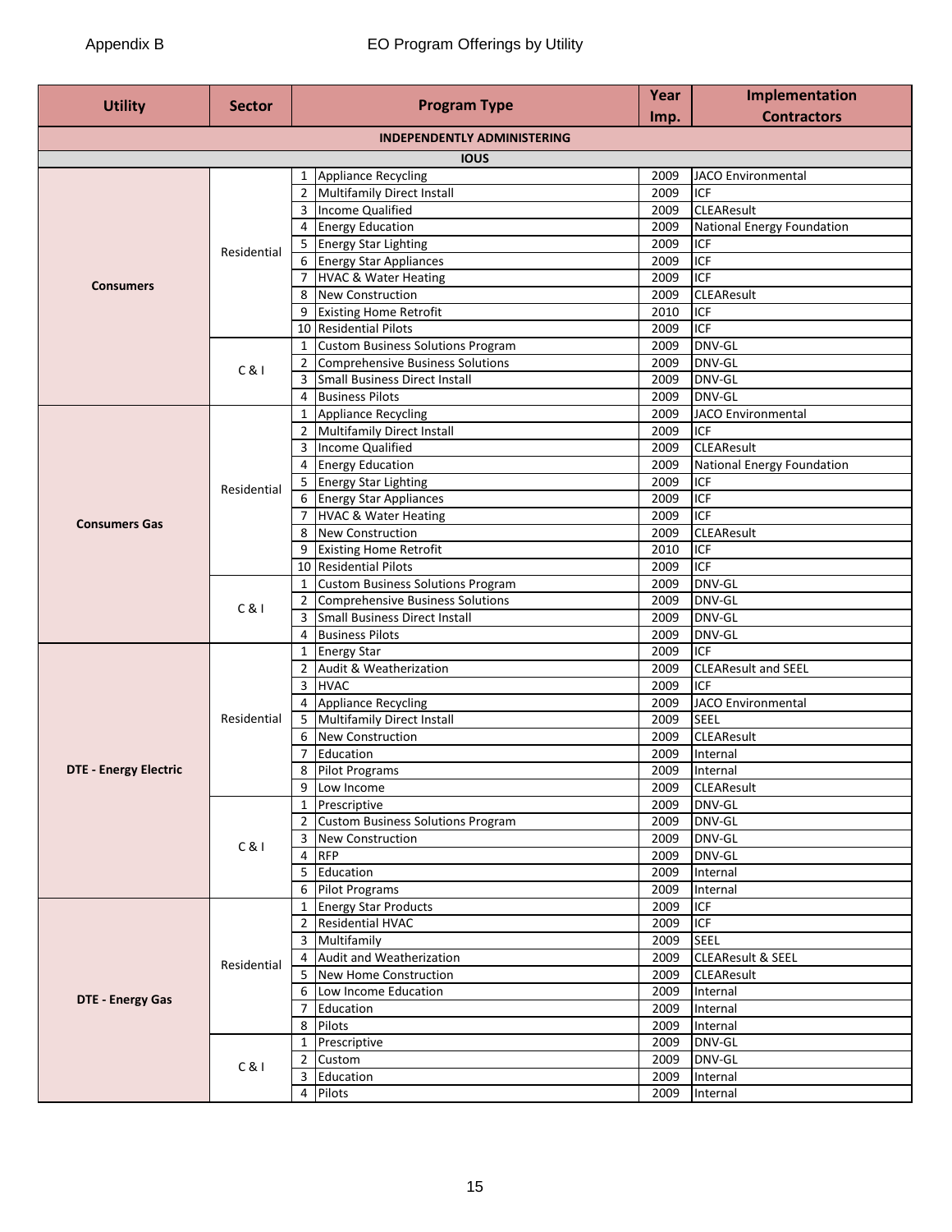Appendix B

# EO Program Offerings by Utility

| Utility | Sector | | Program Type | Year Imp. | Implementation Contractors |
|---|---|---|---|---|---|
| **INDEPENDENTLY ADMINISTERING** | | | | | |
| **IOUS** | | | | | |
| **Consumers** | Residential | 1 | Appliance Recycling | 2009 | JACO Environmental |
| | | 2 | Multifamily Direct Install | 2009 | ICF |
| | | 3 | Income Qualified | 2009 | CLEAResult |
| | | 4 | Energy Education | 2009 | National Energy Foundation |
| | | 5 | Energy Star Lighting | 2009 | ICF |
| | | 6 | Energy Star Appliances | 2009 | ICF |
| | | 7 | HVAC & Water Heating | 2009 | ICF |
| | | 8 | New Construction | 2009 | CLEAResult |
| | | 9 | Existing Home Retrofit | 2010 | ICF |
| | | 10 | Residential Pilots | 2009 | ICF |
| | C & I | 1 | Custom Business Solutions Program | 2009 | DNV-GL |
| | | 2 | Comprehensive Business Solutions | 2009 | DNV-GL |
| | | 3 | Small Business Direct Install | 2009 | DNV-GL |
| | | 4 | Business Pilots | 2009 | DNV-GL |
| **Consumers Gas** | Residential | 1 | Appliance Recycling | 2009 | JACO Environmental |
| | | 2 | Multifamily Direct Install | 2009 | ICF |
| | | 3 | Income Qualified | 2009 | CLEAResult |
| | | 4 | Energy Education | 2009 | National Energy Foundation |
| | | 5 | Energy Star Lighting | 2009 | ICF |
| | | 6 | Energy Star Appliances | 2009 | ICF |
| | | 7 | HVAC & Water Heating | 2009 | ICF |
| | | 8 | New Construction | 2009 | CLEAResult |
| | | 9 | Existing Home Retrofit | 2010 | ICF |
| | | 10 | Residential Pilots | 2009 | ICF |
| | C & I | 1 | Custom Business Solutions Program | 2009 | DNV-GL |
| | | 2 | Comprehensive Business Solutions | 2009 | DNV-GL |
| | | 3 | Small Business Direct Install | 2009 | DNV-GL |
| | | 4 | Business Pilots | 2009 | DNV-GL |
| **DTE - Energy Electric** | Residential | 1 | Energy Star | 2009 | ICF |
| | | 2 | Audit & Weatherization | 2009 | CLEAResult and SEEL |
| | | 3 | HVAC | 2009 | ICF |
| | | 4 | Appliance Recycling | 2009 | JACO Environmental |
| | | 5 | Multifamily Direct Install | 2009 | SEEL |
| | | 6 | New Construction | 2009 | CLEAResult |
| | | 7 | Education | 2009 | Internal |
| | | 8 | Pilot Programs | 2009 | Internal |
| | | 9 | Low Income | 2009 | CLEAResult |
| | C & I | 1 | Prescriptive | 2009 | DNV-GL |
| | | 2 | Custom Business Solutions Program | 2009 | DNV-GL |
| | | 3 | New Construction | 2009 | DNV-GL |
| | | 4 | RFP | 2009 | DNV-GL |
| | | 5 | Education | 2009 | Internal |
| | | 6 | Pilot Programs | 2009 | Internal |
| **DTE - Energy Gas** | Residential | 1 | Energy Star Products | 2009 | ICF |
| | | 2 | Residential HVAC | 2009 | ICF |
| | | 3 | Multifamily | 2009 | SEEL |
| | | 4 | Audit and Weatherization | 2009 | CLEAResult & SEEL |
| | | 5 | New Home Construction | 2009 | CLEAResult |
| | | 6 | Low Income Education | 2009 | Internal |
| | | 7 | Education | 2009 | Internal |
| | | 8 | Pilots | 2009 | Internal |
| | C & I | 1 | Prescriptive | 2009 | DNV-GL |
| | | 2 | Custom | 2009 | DNV-GL |
| | | 3 | Education | 2009 | Internal |
| | | 4 | Pilots | 2009 | Internal |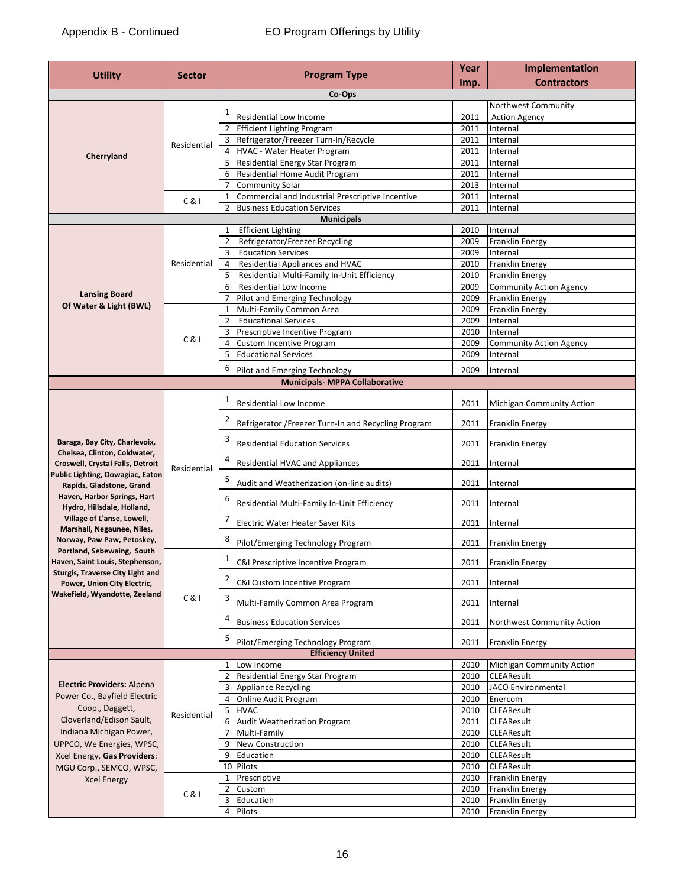Appendix B - Continued EO Program Offerings by Utility

| Utility | Sector | # | Program Type | Year Imp. | Implementation Contractors |
|---|---|---|---|---|---|
| **Co-Ops** | | | | | |
| **Cherryland** | Residential | 1 | Residential Low Income | 2011 | Northwest Community Action Agency |
| | | 2 | Efficient Lighting Program | 2011 | Internal |
| | | 3 | Refrigerator/Freezer Turn-In/Recycle | 2011 | Internal |
| | | 4 | HVAC - Water Heater Program | 2011 | Internal |
| | | 5 | Residential Energy Star Program | 2011 | Internal |
| | | 6 | Residential Home Audit Program | 2011 | Internal |
| | | 7 | Community Solar | 2013 | Internal |
| | C & I | 1 | Commercial and Industrial Prescriptive Incentive | 2011 | Internal |
| | | 2 | Business Education Services | 2011 | Internal |
| **Municipals** | | | | | |
| **Lansing Board Of Water & Light (BWL)** | Residential | 1 | Efficient Lighting | 2010 | Internal |
| | | 2 | Refrigerator/Freezer Recycling | 2009 | Franklin Energy |
| | | 3 | Education Services | 2009 | Internal |
| | | 4 | Residential Appliances and HVAC | 2010 | Franklin Energy |
| | | 5 | Residential Multi-Family In-Unit Efficiency | 2010 | Franklin Energy |
| | | 6 | Residential Low Income | 2009 | Community Action Agency |
| | | 7 | Pilot and Emerging Technology | 2009 | Franklin Energy |
| | C & I | 1 | Multi-Family Common Area | 2009 | Franklin Energy |
| | | 2 | Educational Services | 2009 | Internal |
| | | 3 | Prescriptive Incentive Program | 2010 | Internal |
| | | 4 | Custom Incentive Program | 2009 | Community Action Agency |
| | | 5 | Educational Services | 2009 | Internal |
| | | 6 | Pilot and Emerging Technology | 2009 | Internal |
| **Municipals- MPPA Collaborative** | | | | | |
| **Baraga, Bay City, Charlevoix, Chelsea, Clinton, Coldwater, Croswell, Crystal Falls, Detroit Public Lighting, Dowagiac, Eaton Rapids, Gladstone, Grand Haven, Harbor Springs, Hart Hydro, Hillsdale, Holland, Village of L'anse, Lowell, Marshall, Negaunee, Niles, Norway, Paw Paw, Petoskey, Portland, Sebewaing, South Haven, Saint Louis, Stephenson, Sturgis, Traverse City Light and Power, Union City Electric, Wakefield, Wyandotte, Zeeland** | Residential | 1 | Residential Low Income | 2011 | Michigan Community Action |
| | | 2 | Refrigerator /Freezer Turn-In and Recycling Program | 2011 | Franklin Energy |
| | | 3 | Residential Education Services | 2011 | Franklin Energy |
| | | 4 | Residential HVAC and Appliances | 2011 | Internal |
| | | 5 | Audit and Weatherization (on-line audits) | 2011 | Internal |
| | | 6 | Residential Multi-Family In-Unit Efficiency | 2011 | Internal |
| | | 7 | Electric Water Heater Saver Kits | 2011 | Internal |
| | | 8 | Pilot/Emerging Technology Program | 2011 | Franklin Energy |
| | C & I | 1 | C&I Prescriptive Incentive Program | 2011 | Franklin Energy |
| | | 2 | C&I Custom Incentive Program | 2011 | Internal |
| | | 3 | Multi-Family Common Area Program | 2011 | Internal |
| | | 4 | Business Education Services | 2011 | Northwest Community Action |
| | | 5 | Pilot/Emerging Technology Program | 2011 | Franklin Energy |
| **Efficiency United** | | | | | |
| **Electric Providers:** Alpena Power Co., Bayfield Electric Coop., Daggett, Cloverland/Edison Sault, Indiana Michigan Power, UPPCO, We Energies, WPSC, Xcel Energy, **Gas Providers**: MGU Corp., SEMCO, WPSC, Xcel Energy | Residential | 1 | Low Income | 2010 | Michigan Community Action |
| | | 2 | Residential Energy Star Program | 2010 | CLEAResult |
| | | 3 | Appliance Recycling | 2010 | JACO Environmental |
| | | 4 | Online Audit Program | 2010 | Enercom |
| | | 5 | HVAC | 2010 | CLEAResult |
| | | 6 | Audit Weatherization Program | 2011 | CLEAResult |
| | | 7 | Multi-Family | 2010 | CLEAResult |
| | | 9 | New Construction | 2010 | CLEAResult |
| | | 9 | Education | 2010 | CLEAResult |
| | | 10 | Pilots | 2010 | CLEAResult |
| | C & I | 1 | Prescriptive | 2010 | Franklin Energy |
| | | 2 | Custom | 2010 | Franklin Energy |
| | | 3 | Education | 2010 | Franklin Energy |
| | | 4 | Pilots | 2010 | Franklin Energy |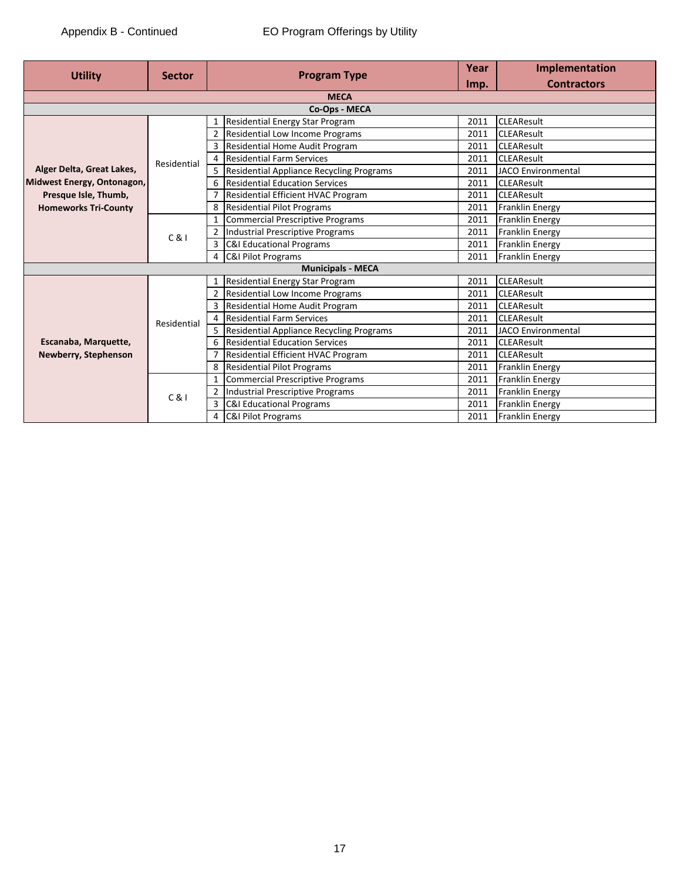Appendix B - Continued EO Program Offerings by Utility

| Utility | Sector | | Program Type | Year Imp. | Implementation Contractors |
|---|---|---|---|---|---|
| **MECA** | | | | | |
| **Co-Ops - MECA** | | | | | |
| **Alger Delta, Great Lakes, Midwest Energy, Ontonagon, Presque Isle, Thumb, Homeworks Tri-County** | Residential | 1 | Residential Energy Star Program | 2011 | CLEAResult |
| | | 2 | Residential Low Income Programs | 2011 | CLEAResult |
| | | 3 | Residential Home Audit Program | 2011 | CLEAResult |
| | | 4 | Residential Farm Services | 2011 | CLEAResult |
| | | 5 | Residential Appliance Recycling Programs | 2011 | JACO Environmental |
| | | 6 | Residential Education Services | 2011 | CLEAResult |
| | | 7 | Residential Efficient HVAC Program | 2011 | CLEAResult |
| | | 8 | Residential Pilot Programs | 2011 | Franklin Energy |
| | C & I | 1 | Commercial Prescriptive Programs | 2011 | Franklin Energy |
| | | 2 | Industrial Prescriptive Programs | 2011 | Franklin Energy |
| | | 3 | C&I Educational Programs | 2011 | Franklin Energy |
| | | 4 | C&I Pilot Programs | 2011 | Franklin Energy |
| **Municipals - MECA** | | | | | |
| **Escanaba, Marquette, Newberry, Stephenson** | Residential | 1 | Residential Energy Star Program | 2011 | CLEAResult |
| | | 2 | Residential Low Income Programs | 2011 | CLEAResult |
| | | 3 | Residential Home Audit Program | 2011 | CLEAResult |
| | | 4 | Residential Farm Services | 2011 | CLEAResult |
| | | 5 | Residential Appliance Recycling Programs | 2011 | JACO Environmental |
| | | 6 | Residential Education Services | 2011 | CLEAResult |
| | | 7 | Residential Efficient HVAC Program | 2011 | CLEAResult |
| | | 8 | Residential Pilot Programs | 2011 | Franklin Energy |
| | C & I | 1 | Commercial Prescriptive Programs | 2011 | Franklin Energy |
| | | 2 | Industrial Prescriptive Programs | 2011 | Franklin Energy |
| | | 3 | C&I Educational Programs | 2011 | Franklin Energy |
| | | 4 | C&I Pilot Programs | 2011 | Franklin Energy |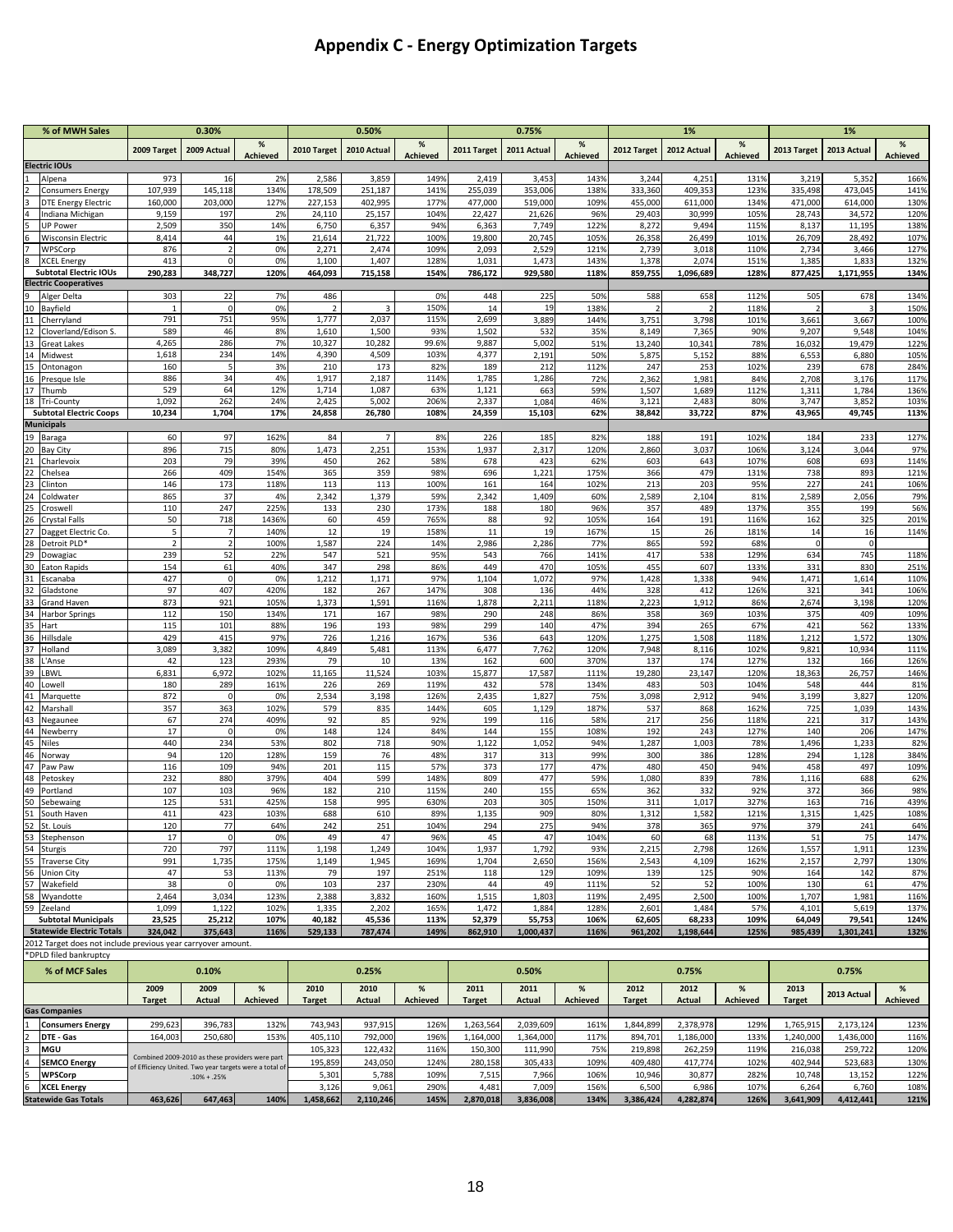# Appendix C - Energy Optimization Targets

| % of MWH Sales | | 0.30% | | | 0.50% | | | 0.75% | | | 1% | | | 1% | | |
|---|---|---|---|---|---|---|---|---|---|---|---|---|---|---|---|---|
| | | 2009 Target | 2009 Actual | % Achieved | 2010 Target | 2010 Actual | % Achieved | 2011 Target | 2011 Actual | % Achieved | 2012 Target | 2012 Actual | % Achieved | 2013 Target | 2013 Actual | % Achieved |
| **Electric IOUs** | | | | | | | | | | | | | | | | |
| 1 | Alpena | 973 | 16 | 2% | 2,586 | 3,859 | 149% | 2,419 | 3,453 | 143% | 3,244 | 4,251 | 131% | 3,219 | 5,352 | 166% |
| 2 | Consumers Energy | 107,939 | 145,118 | 134% | 178,509 | 251,187 | 141% | 255,039 | 353,006 | 138% | 333,360 | 409,353 | 123% | 335,498 | 473,045 | 141% |
| 3 | DTE Energy Electric | 160,000 | 203,000 | 127% | 227,153 | 402,995 | 177% | 477,000 | 519,000 | 109% | 455,000 | 611,000 | 134% | 471,000 | 614,000 | 130% |
| 4 | Indiana Michigan | 9,159 | 197 | 2% | 24,110 | 25,157 | 104% | 22,427 | 21,626 | 96% | 29,403 | 30,999 | 105% | 28,743 | 34,572 | 120% |
| 5 | UP Power | 2,509 | 350 | 14% | 6,750 | 6,357 | 94% | 6,363 | 7,749 | 122% | 8,272 | 9,494 | 115% | 8,137 | 11,195 | 138% |
| 6 | Wisconsin Electric | 8,414 | 44 | 1% | 21,614 | 21,722 | 100% | 19,800 | 20,745 | 105% | 26,358 | 26,499 | 101% | 26,709 | 28,492 | 107% |
| 7 | WPSCorp | 876 | 2 | 0% | 2,271 | 2,474 | 109% | 2,093 | 2,529 | 121% | 2,739 | 3,018 | 110% | 2,734 | 3,466 | 127% |
| 8 | XCEL Energy | 413 | 0 | 0% | 1,100 | 1,407 | 128% | 1,031 | 1,473 | 143% | 1,378 | 2,074 | 151% | 1,385 | 1,833 | 132% |
| | **Subtotal Electric IOUs** | **290,283** | **348,727** | **120%** | **464,093** | **715,158** | **154%** | **786,172** | **929,580** | **118%** | **859,755** | **1,096,689** | **128%** | **877,425** | **1,171,955** | **134%** |
| **Electric Cooperatives** | | | | | | | | | | | | | | | | |
| 9 | Alger Delta | 303 | 22 | 7% | 486 | | 0% | 448 | 225 | 50% | 588 | 658 | 112% | 505 | 678 | 134% |
| 10 | Bayfield | 1 | 0 | 0% | 2 | 3 | 150% | 14 | 19 | 138% | 2 | 2 | 118% | 2 | 3 | 150% |
| 11 | Cherryland | 791 | 751 | 95% | 1,777 | 2,037 | 115% | 2,699 | 3,889 | 144% | 3,751 | 3,798 | 101% | 3,661 | 3,667 | 100% |
| 12 | Cloverland/Edison S. | 589 | 46 | 8% | 1,610 | 1,500 | 93% | 1,502 | 532 | 35% | 8,149 | 7,365 | 90% | 9,207 | 9,548 | 104% |
| 13 | Great Lakes | 4,265 | 286 | 7% | 10,327 | 10,282 | 99.6% | 9,887 | 5,002 | 51% | 13,240 | 10,341 | 78% | 16,032 | 19,479 | 122% |
| 14 | Midwest | 1,618 | 234 | 14% | 4,390 | 4,509 | 103% | 4,377 | 2,191 | 50% | 5,875 | 5,152 | 88% | 6,553 | 6,880 | 105% |
| 15 | Ontonagon | 160 | 5 | 3% | 210 | 173 | 82% | 189 | 212 | 112% | 247 | 253 | 102% | 239 | 678 | 284% |
| 16 | Presque Isle | 886 | 34 | 4% | 1,917 | 2,187 | 114% | 1,785 | 1,286 | 72% | 2,362 | 1,981 | 84% | 2,708 | 3,176 | 117% |
| 17 | Thumb | 529 | 64 | 12% | 1,714 | 1,087 | 63% | 1,121 | 663 | 59% | 1,507 | 1,689 | 112% | 1,311 | 1,784 | 136% |
| 18 | Tri-County | 1,092 | 262 | 24% | 2,425 | 5,002 | 206% | 2,337 | 1,084 | 46% | 3,121 | 2,483 | 80% | 3,747 | 3,852 | 103% |
| | **Subtotal Electric Coops** | **10,234** | **1,704** | **17%** | **24,858** | **26,780** | **108%** | **24,359** | **15,103** | **62%** | **38,842** | **33,722** | **87%** | **43,965** | **49,745** | **113%** |
| **Municipals** | | | | | | | | | | | | | | | | |
| 19 | Baraga | 60 | 97 | 162% | 84 | 7 | 8% | 226 | 185 | 82% | 188 | 191 | 102% | 184 | 233 | 127% |
| 20 | Bay City | 896 | 715 | 80% | 1,473 | 2,251 | 153% | 1,937 | 2,317 | 120% | 2,860 | 3,037 | 106% | 3,124 | 3,044 | 97% |
| 21 | Charlevoix | 203 | 79 | 39% | 450 | 262 | 58% | 678 | 423 | 62% | 603 | 643 | 107% | 608 | 693 | 114% |
| 22 | Chelsea | 266 | 409 | 154% | 365 | 359 | 98% | 696 | 1,221 | 175% | 366 | 479 | 131% | 738 | 893 | 121% |
| 23 | Clinton | 146 | 173 | 118% | 113 | 113 | 100% | 161 | 164 | 102% | 213 | 203 | 95% | 227 | 241 | 106% |
| 24 | Coldwater | 865 | 37 | 4% | 2,342 | 1,379 | 59% | 2,342 | 1,409 | 60% | 2,589 | 2,104 | 81% | 2,589 | 2,056 | 79% |
| 25 | Croswell | 110 | 247 | 225% | 133 | 230 | 173% | 188 | 180 | 96% | 357 | 489 | 137% | 355 | 199 | 56% |
| 26 | Crystal Falls | 50 | 718 | 1436% | 60 | 459 | 765% | 88 | 92 | 105% | 164 | 191 | 116% | 162 | 325 | 201% |
| 27 | Dagget Electric Co. | 5 | 7 | 140% | 12 | 19 | 158% | 11 | 19 | 167% | 15 | 26 | 181% | 14 | 16 | 114% |
| 28 | Detroit PLD* | 2 | 2 | 100% | 1,587 | 224 | 14% | 2,986 | 2,286 | 77% | 865 | 592 | 68% | 0 | 0 | |
| 29 | Dowagiac | 239 | 52 | 22% | 547 | 521 | 95% | 543 | 766 | 141% | 417 | 538 | 129% | 634 | 745 | 118% |
| 30 | Eaton Rapids | 154 | 61 | 40% | 347 | 298 | 86% | 449 | 470 | 105% | 455 | 607 | 133% | 331 | 830 | 251% |
| 31 | Escanaba | 427 | 0 | 0% | 1,212 | 1,171 | 97% | 1,104 | 1,072 | 97% | 1,428 | 1,338 | 94% | 1,471 | 1,614 | 110% |
| 32 | Gladstone | 97 | 407 | 420% | 182 | 267 | 147% | 308 | 136 | 44% | 328 | 412 | 126% | 321 | 341 | 106% |
| 33 | Grand Haven | 873 | 921 | 105% | 1,373 | 1,591 | 116% | 1,878 | 2,211 | 118% | 2,223 | 1,912 | 86% | 2,674 | 3,198 | 120% |
| 34 | Harbor Springs | 112 | 150 | 134% | 171 | 167 | 98% | 290 | 248 | 86% | 358 | 369 | 103% | 375 | 409 | 109% |
| 35 | Hart | 115 | 101 | 88% | 196 | 193 | 98% | 299 | 140 | 47% | 394 | 265 | 67% | 421 | 562 | 133% |
| 36 | Hillsdale | 429 | 415 | 97% | 726 | 1,216 | 167% | 536 | 643 | 120% | 1,275 | 1,508 | 118% | 1,212 | 1,572 | 130% |
| 37 | Holland | 3,089 | 3,382 | 109% | 4,849 | 5,481 | 113% | 6,477 | 7,762 | 120% | 7,948 | 8,116 | 102% | 9,821 | 10,934 | 111% |
| 38 | L'Anse | 42 | 123 | 293% | 79 | 10 | 13% | 162 | 600 | 370% | 137 | 174 | 127% | 132 | 166 | 126% |
| 39 | LBWL | 6,831 | 6,972 | 102% | 11,165 | 11,524 | 103% | 15,877 | 17,587 | 111% | 19,280 | 23,147 | 120% | 18,363 | 26,757 | 146% |
| 40 | Lowell | 180 | 289 | 161% | 226 | 269 | 119% | 432 | 578 | 134% | 483 | 503 | 104% | 548 | 444 | 81% |
| 41 | Marquette | 872 | 0 | 0% | 2,534 | 3,198 | 126% | 2,435 | 1,827 | 75% | 3,098 | 2,912 | 94% | 3,199 | 3,827 | 120% |
| 42 | Marshall | 357 | 363 | 102% | 579 | 835 | 144% | 605 | 1,129 | 187% | 537 | 868 | 162% | 725 | 1,039 | 143% |
| 43 | Negaunee | 67 | 274 | 409% | 92 | 85 | 92% | 199 | 116 | 58% | 217 | 256 | 118% | 221 | 317 | 143% |
| 44 | Newberry | 17 | 0 | 0% | 148 | 124 | 84% | 144 | 155 | 108% | 192 | 243 | 127% | 140 | 206 | 147% |
| 45 | Niles | 440 | 234 | 53% | 802 | 718 | 90% | 1,122 | 1,052 | 94% | 1,287 | 1,003 | 78% | 1,496 | 1,233 | 82% |
| 46 | Norway | 94 | 120 | 128% | 159 | 76 | 48% | 317 | 313 | 99% | 300 | 386 | 128% | 294 | 1,128 | 384% |
| 47 | Paw Paw | 116 | 109 | 94% | 201 | 115 | 57% | 373 | 177 | 47% | 480 | 450 | 94% | 458 | 497 | 109% |
| 48 | Petoskey | 232 | 880 | 379% | 404 | 599 | 148% | 809 | 477 | 59% | 1,080 | 839 | 78% | 1,116 | 688 | 62% |
| 49 | Portland | 107 | 103 | 96% | 182 | 210 | 115% | 240 | 155 | 65% | 362 | 332 | 92% | 372 | 366 | 98% |
| 50 | Sebewaing | 125 | 531 | 425% | 158 | 995 | 630% | 203 | 305 | 150% | 311 | 1,017 | 327% | 163 | 716 | 439% |
| 51 | South Haven | 411 | 423 | 103% | 688 | 610 | 89% | 1,135 | 909 | 80% | 1,312 | 1,582 | 121% | 1,315 | 1,425 | 108% |
| 52 | St. Louis | 120 | 77 | 64% | 242 | 251 | 104% | 294 | 275 | 94% | 378 | 365 | 97% | 379 | 241 | 64% |
| 53 | Stephenson | 17 | 0 | 0% | 49 | 47 | 96% | 45 | 47 | 104% | 60 | 68 | 113% | 51 | 75 | 147% |
| 54 | Sturgis | 720 | 797 | 111% | 1,198 | 1,249 | 104% | 1,937 | 1,792 | 93% | 2,215 | 2,798 | 126% | 1,557 | 1,911 | 123% |
| 55 | Traverse City | 991 | 1,735 | 175% | 1,149 | 1,945 | 169% | 1,704 | 2,650 | 156% | 2,543 | 4,109 | 162% | 2,157 | 2,797 | 130% |
| 56 | Union City | 47 | 53 | 113% | 79 | 197 | 251% | 118 | 129 | 109% | 139 | 125 | 90% | 164 | 142 | 87% |
| 57 | Wakefield | 38 | 0 | 0% | 103 | 237 | 230% | 44 | 49 | 111% | 52 | 52 | 100% | 130 | 61 | 47% |
| 58 | Wyandotte | 2,464 | 3,034 | 123% | 2,388 | 3,832 | 160% | 1,515 | 1,803 | 119% | 2,495 | 2,500 | 100% | 1,707 | 1,981 | 116% |
| 59 | Zeeland | 1,099 | 1,122 | 102% | 1,335 | 2,202 | 165% | 1,472 | 1,884 | 128% | 2,601 | 1,484 | 57% | 4,101 | 5,619 | 137% |
| | **Subtotal Municipals** | **23,525** | **25,212** | **107%** | **40,182** | **45,536** | **113%** | **52,379** | **55,753** | **106%** | **62,605** | **68,233** | **109%** | **64,049** | **79,541** | **124%** |
| | **Statewide Electric Totals** | **324,042** | **375,643** | **116%** | **529,133** | **787,474** | **149%** | **862,910** | **1,000,437** | **116%** | **961,202** | **1,198,644** | **125%** | **985,439** | **1,301,241** | **132%** |

2012 Target does not include previous year carryover amount.

*DPLD filed bankruptcy

| % of MCF Sales | | 0.10% | | | 0.25% | | | 0.50% | | | 0.75% | | | 0.75% | | |
|---|---|---|---|---|---|---|---|---|---|---|---|---|---|---|---|---|
| | | 2009 Target | 2009 Actual | % Achieved | 2010 Target | 2010 Actual | % Achieved | 2011 Target | 2011 Actual | % Achieved | 2012 Target | 2012 Actual | % Achieved | 2013 Target | 2013 Actual | % Achieved |
| **Gas Companies** | | | | | | | | | | | | | | | | |
| 1 | **Consumers Energy** | 299,623 | 396,783 | 132% | 743,943 | 937,915 | 126% | 1,263,564 | 2,039,609 | 161% | 1,844,899 | 2,378,978 | 129% | 1,765,915 | 2,173,124 | 123% |
| 2 | **DTE - Gas** | 164,003 | 250,680 | 153% | 405,110 | 792,000 | 196% | 1,164,000 | 1,364,000 | 117% | 894,701 | 1,186,000 | 133% | 1,240,000 | 1,436,000 | 116% |
| 3 | **MGU** | Combined 2009-2010 as these providers were part of Efficiency United. Two year targets were a total of .10% + .25% | | | 105,323 | 122,432 | 116% | 150,300 | 111,990 | 75% | 219,898 | 262,259 | 119% | 216,038 | 259,722 | 120% |
| 4 | **SEMCO Energy** | | | | 195,859 | 243,050 | 124% | 280,158 | 305,433 | 109% | 409,480 | 417,774 | 102% | 402,944 | 523,683 | 130% |
| 5 | **WPSCorp** | | | | 5,301 | 5,788 | 109% | 7,515 | 7,966 | 106% | 10,946 | 30,877 | 282% | 10,748 | 13,152 | 122% |
| 6 | **XCEL Energy** | | | | 3,126 | 9,061 | 290% | 4,481 | 7,009 | 156% | 6,500 | 6,986 | 107% | 6,264 | 6,760 | 108% |
| | **Statewide Gas Totals** | **463,626** | **647,463** | **140%** | **1,458,662** | **2,110,246** | **145%** | **2,870,018** | **3,836,008** | **134%** | **3,386,424** | **4,282,874** | **126%** | **3,641,909** | **4,412,441** | **121%** |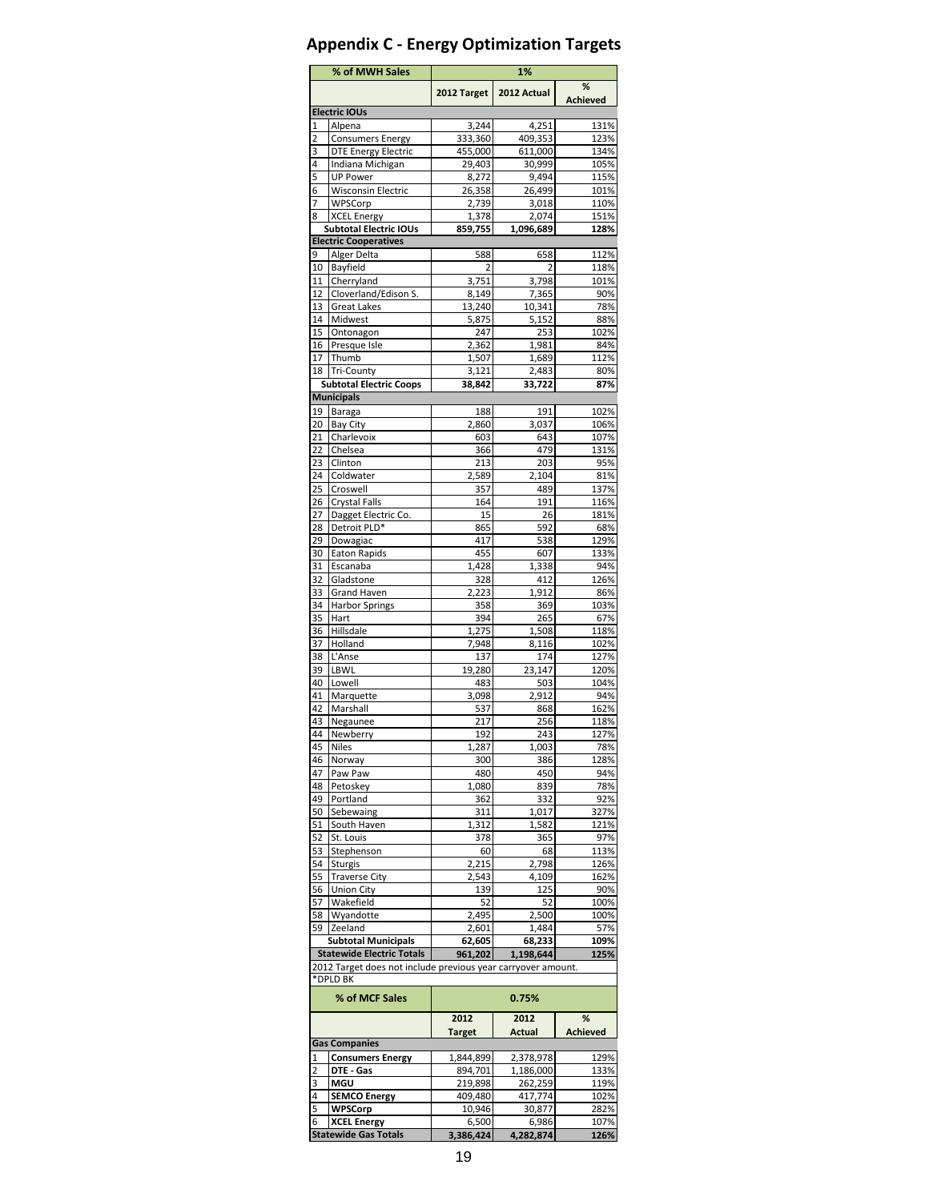# Appendix C - Energy Optimization Targets

| | % of MWH Sales | 1% | | |
|---|---|---|---|---|
| | | 2012 Target | 2012 Actual | % Achieved |
| | **Electric IOUs** | | | |
| 1 | Alpena | 3,244 | 4,251 | 131% |
| 2 | Consumers Energy | 333,360 | 409,353 | 123% |
| 3 | DTE Energy Electric | 455,000 | 611,000 | 134% |
| 4 | Indiana Michigan | 29,403 | 30,999 | 105% |
| 5 | UP Power | 8,272 | 9,494 | 115% |
| 6 | Wisconsin Electric | 26,358 | 26,499 | 101% |
| 7 | WPSCorp | 2,739 | 3,018 | 110% |
| 8 | XCEL Energy | 1,378 | 2,074 | 151% |
| | **Subtotal Electric IOUs** | **859,755** | **1,096,689** | **128%** |
| | **Electric Cooperatives** | | | |
| 9 | Alger Delta | 588 | 658 | 112% |
| 10 | Bayfield | 2 | 2 | 118% |
| 11 | Cherryland | 3,751 | 3,798 | 101% |
| 12 | Cloverland/Edison S. | 8,149 | 7,365 | 90% |
| 13 | Great Lakes | 13,240 | 10,341 | 78% |
| 14 | Midwest | 5,875 | 5,152 | 88% |
| 15 | Ontonagon | 247 | 253 | 102% |
| 16 | Presque Isle | 2,362 | 1,981 | 84% |
| 17 | Thumb | 1,507 | 1,689 | 112% |
| 18 | Tri-County | 3,121 | 2,483 | 80% |
| | **Subtotal Electric Coops** | **38,842** | **33,722** | **87%** |
| | **Municipals** | | | |
| 19 | Baraga | 188 | 191 | 102% |
| 20 | Bay City | 2,860 | 3,037 | 106% |
| 21 | Charlevoix | 603 | 643 | 107% |
| 22 | Chelsea | 366 | 479 | 131% |
| 23 | Clinton | 213 | 203 | 95% |
| 24 | Coldwater | 2,589 | 2,104 | 81% |
| 25 | Croswell | 357 | 489 | 137% |
| 26 | Crystal Falls | 164 | 191 | 116% |
| 27 | Dagget Electric Co. | 15 | 26 | 181% |
| 28 | Detroit PLD* | 865 | 592 | 68% |
| 29 | Dowagiac | 417 | 538 | 129% |
| 30 | Eaton Rapids | 455 | 607 | 133% |
| 31 | Escanaba | 1,428 | 1,338 | 94% |
| 32 | Gladstone | 328 | 412 | 126% |
| 33 | Grand Haven | 2,223 | 1,912 | 86% |
| 34 | Harbor Springs | 358 | 369 | 103% |
| 35 | Hart | 394 | 265 | 67% |
| 36 | Hillsdale | 1,275 | 1,508 | 118% |
| 37 | Holland | 7,948 | 8,116 | 102% |
| 38 | L'Anse | 137 | 174 | 127% |
| 39 | LBWL | 19,280 | 23,147 | 120% |
| 40 | Lowell | 483 | 503 | 104% |
| 41 | Marquette | 3,098 | 2,912 | 94% |
| 42 | Marshall | 537 | 868 | 162% |
| 43 | Negaunee | 217 | 256 | 118% |
| 44 | Newberry | 192 | 243 | 127% |
| 45 | Niles | 1,287 | 1,003 | 78% |
| 46 | Norway | 300 | 386 | 128% |
| 47 | Paw Paw | 480 | 450 | 94% |
| 48 | Petoskey | 1,080 | 839 | 78% |
| 49 | Portland | 362 | 332 | 92% |
| 50 | Sebewaing | 311 | 1,017 | 327% |
| 51 | South Haven | 1,312 | 1,582 | 121% |
| 52 | St. Louis | 378 | 365 | 97% |
| 53 | Stephenson | 60 | 68 | 113% |
| 54 | Sturgis | 2,215 | 2,798 | 126% |
| 55 | Traverse City | 2,543 | 4,109 | 162% |
| 56 | Union City | 139 | 125 | 90% |
| 57 | Wakefield | 52 | 52 | 100% |
| 58 | Wyandotte | 2,495 | 2,500 | 100% |
| 59 | Zeeland | 2,601 | 1,484 | 57% |
| | **Subtotal Municipals** | **62,605** | **68,233** | **109%** |
| | **Statewide Electric Totals** | **961,202** | **1,198,644** | **125%** |

2012 Target does not include previous year carryover amount.

*DPLD BK

| | % of MCF Sales | 0.75% | | |
|---|---|---|---|---|
| | | 2012 Target | 2012 Actual | % Achieved |
| | **Gas Companies** | | | |
| 1 | **Consumers Energy** | 1,844,899 | 2,378,978 | 129% |
| 2 | **DTE - Gas** | 894,701 | 1,186,000 | 133% |
| 3 | **MGU** | 219,898 | 262,259 | 119% |
| 4 | **SEMCO Energy** | 409,480 | 417,774 | 102% |
| 5 | **WPSCorp** | 10,946 | 30,877 | 282% |
| 6 | **XCEL Energy** | 6,500 | 6,986 | 107% |
| | **Statewide Gas Totals** | **3,386,424** | **4,282,874** | **126%** |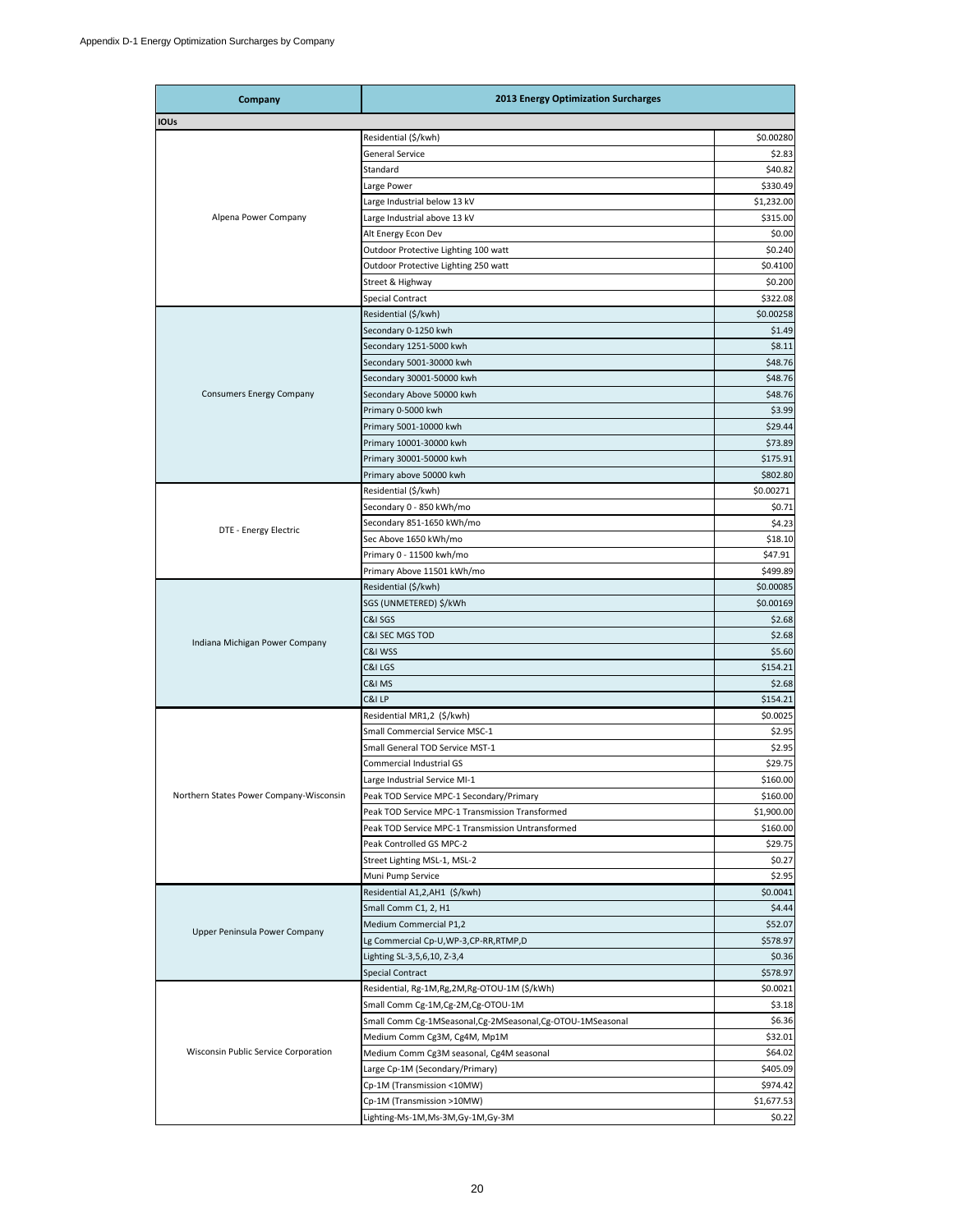Appendix D-1 Energy Optimization Surcharges by Company

| Company | 2013 Energy Optimization Surcharges | |
|---|---|---|
| **IOUs** | | |
| Alpena Power Company | Residential ($/kwh) | $0.00280 |
| | General Service | $2.83 |
| | Standard | $40.82 |
| | Large Power | $330.49 |
| | Large Industrial below 13 kV | $1,232.00 |
| | Large Industrial above 13 kV | $315.00 |
| | Alt Energy Econ Dev | $0.00 |
| | Outdoor Protective Lighting 100 watt | $0.240 |
| | Outdoor Protective Lighting 250 watt | $0.4100 |
| | Street & Highway | $0.200 |
| | Special Contract | $322.08 |
| Consumers Energy Company | Residential ($/kwh) | $0.00258 |
| | Secondary 0-1250 kwh | $1.49 |
| | Secondary 1251-5000 kwh | $8.11 |
| | Secondary 5001-30000 kwh | $48.76 |
| | Secondary 30001-50000 kwh | $48.76 |
| | Secondary Above 50000 kwh | $48.76 |
| | Primary 0-5000 kwh | $3.99 |
| | Primary 5001-10000 kwh | $29.44 |
| | Primary 10001-30000 kwh | $73.89 |
| | Primary 30001-50000 kwh | $175.91 |
| | Primary above 50000 kwh | $802.80 |
| DTE - Energy Electric | Residential ($/kwh) | $0.00271 |
| | Secondary 0 - 850 kWh/mo | $0.71 |
| | Secondary 851-1650 kWh/mo | $4.23 |
| | Sec Above 1650 kWh/mo | $18.10 |
| | Primary 0 - 11500 kwh/mo | $47.91 |
| | Primary Above 11501 kWh/mo | $499.89 |
| Indiana Michigan Power Company | Residential ($/kwh) | $0.00085 |
| | SGS (UNMETERED) $/kWh | $0.00169 |
| | C&I SGS | $2.68 |
| | C&I SEC MGS TOD | $2.68 |
| | C&I WSS | $5.60 |
| | C&I LGS | $154.21 |
| | C&I MS | $2.68 |
| | C&I LP | $154.21 |
| Northern States Power Company-Wisconsin | Residential MR1,2 ($/kwh) | $0.0025 |
| | Small Commercial Service MSC-1 | $2.95 |
| | Small General TOD Service MST-1 | $2.95 |
| | Commercial Industrial GS | $29.75 |
| | Large Industrial Service MI-1 | $160.00 |
| | Peak TOD Service MPC-1 Secondary/Primary | $160.00 |
| | Peak TOD Service MPC-1 Transmission Transformed | $1,900.00 |
| | Peak TOD Service MPC-1 Transmission Untransformed | $160.00 |
| | Peak Controlled GS MPC-2 | $29.75 |
| | Street Lighting MSL-1, MSL-2 | $0.27 |
| | Muni Pump Service | $2.95 |
| Upper Peninsula Power Company | Residential A1,2,AH1 ($/kwh) | $0.0041 |
| | Small Comm C1, 2, H1 | $4.44 |
| | Medium Commercial P1,2 | $52.07 |
| | Lg Commercial Cp-U,WP-3,CP-RR,RTMP,D | $578.97 |
| | Lighting SL-3,5,6,10, Z-3,4 | $0.36 |
| | Special Contract | $578.97 |
| Wisconsin Public Service Corporation | Residential, Rg-1M,Rg,2M,Rg-OTOU-1M ($/kWh) | $0.0021 |
| | Small Comm Cg-1M,Cg-2M,Cg-OTOU-1M | $3.18 |
| | Small Comm Cg-1MSeasonal,Cg-2MSeasonal,Cg-OTOU-1MSeasonal | $6.36 |
| | Medium Comm Cg3M, Cg4M, Mp1M | $32.01 |
| | Medium Comm Cg3M seasonal, Cg4M seasonal | $64.02 |
| | Large Cp-1M (Secondary/Primary) | $405.09 |
| | Cp-1M (Transmission <10MW) | $974.42 |
| | Cp-1M (Transmission >10MW) | $1,677.53 |
| | Lighting-Ms-1M,Ms-3M,Gy-1M,Gy-3M | $0.22 |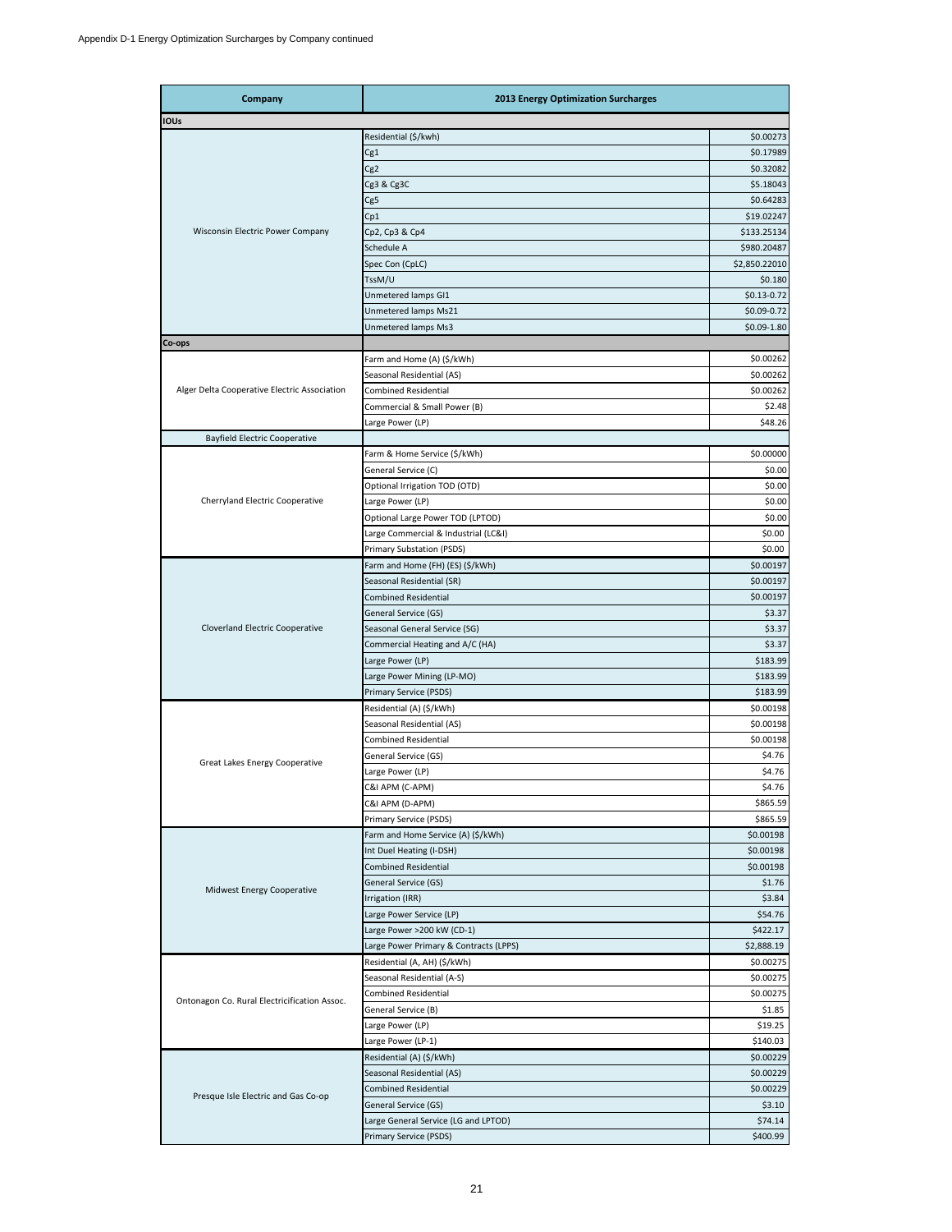Appendix D-1 Energy Optimization Surcharges by Company continued

| Company | 2013 Energy Optimization Surcharges | |
|---|---|---|
| **IOUs** | | |
| Wisconsin Electric Power Company | Residential ($/kwh) | $0.00273 |
| | Cg1 | $0.17989 |
| | Cg2 | $0.32082 |
| | Cg3 & Cg3C | $5.18043 |
| | Cg5 | $0.64283 |
| | Cp1 | $19.02247 |
| | Cp2, Cp3 & Cp4 | $133.25134 |
| | Schedule A | $980.20487 |
| | Spec Con (CpLC) | $2,850.22010 |
| | TssM/U | $0.180 |
| | Unmetered lamps Gl1 | $0.13-0.72 |
| | Unmetered lamps Ms21 | $0.09-0.72 |
| | Unmetered lamps Ms3 | $0.09-1.80 |
| **Co-ops** | | |
| Alger Delta Cooperative Electric Association | Farm and Home (A) ($/kWh) | $0.00262 |
| | Seasonal Residential (AS) | $0.00262 |
| | Combined Residential | $0.00262 |
| | Commercial & Small Power (B) | $2.48 |
| | Large Power (LP) | $48.26 |
| Bayfield Electric Cooperative | | |
| Cherryland Electric Cooperative | Farm & Home Service ($/kWh) | $0.00000 |
| | General Service (C) | $0.00 |
| | Optional Irrigation TOD (OTD) | $0.00 |
| | Large Power (LP) | $0.00 |
| | Optional Large Power TOD (LPTOD) | $0.00 |
| | Large Commercial & Industrial (LC&I) | $0.00 |
| | Primary Substation (PSDS) | $0.00 |
| Cloverland Electric Cooperative | Farm and Home (FH) (ES) ($/kWh) | $0.00197 |
| | Seasonal Residential (SR) | $0.00197 |
| | Combined Residential | $0.00197 |
| | General Service (GS) | $3.37 |
| | Seasonal General Service (SG) | $3.37 |
| | Commercial Heating and A/C (HA) | $3.37 |
| | Large Power (LP) | $183.99 |
| | Large Power Mining (LP-MO) | $183.99 |
| | Primary Service (PSDS) | $183.99 |
| Great Lakes Energy Cooperative | Residential (A) ($/kWh) | $0.00198 |
| | Seasonal Residential (AS) | $0.00198 |
| | Combined Residential | $0.00198 |
| | General Service (GS) | $4.76 |
| | Large Power (LP) | $4.76 |
| | C&I APM (C-APM) | $4.76 |
| | C&I APM (D-APM) | $865.59 |
| | Primary Service (PSDS) | $865.59 |
| Midwest Energy Cooperative | Farm and Home Service (A) ($/kWh) | $0.00198 |
| | Int Duel Heating (I-DSH) | $0.00198 |
| | Combined Residential | $0.00198 |
| | General Service (GS) | $1.76 |
| | Irrigation (IRR) | $3.84 |
| | Large Power Service (LP) | $54.76 |
| | Large Power >200 kW (CD-1) | $422.17 |
| | Large Power Primary & Contracts (LPPS) | $2,888.19 |
| Ontonagon Co. Rural Electricification Assoc. | Residential (A, AH) ($/kWh) | $0.00275 |
| | Seasonal Residential (A-S) | $0.00275 |
| | Combined Residential | $0.00275 |
| | General Service (B) | $1.85 |
| | Large Power (LP) | $19.25 |
| | Large Power (LP-1) | $140.03 |
| Presque Isle Electric and Gas Co-op | Residential (A) ($/kWh) | $0.00229 |
| | Seasonal Residential (AS) | $0.00229 |
| | Combined Residential | $0.00229 |
| | General Service (GS) | $3.10 |
| | Large General Service (LG and LPTOD) | $74.14 |
| | Primary Service (PSDS) | $400.99 |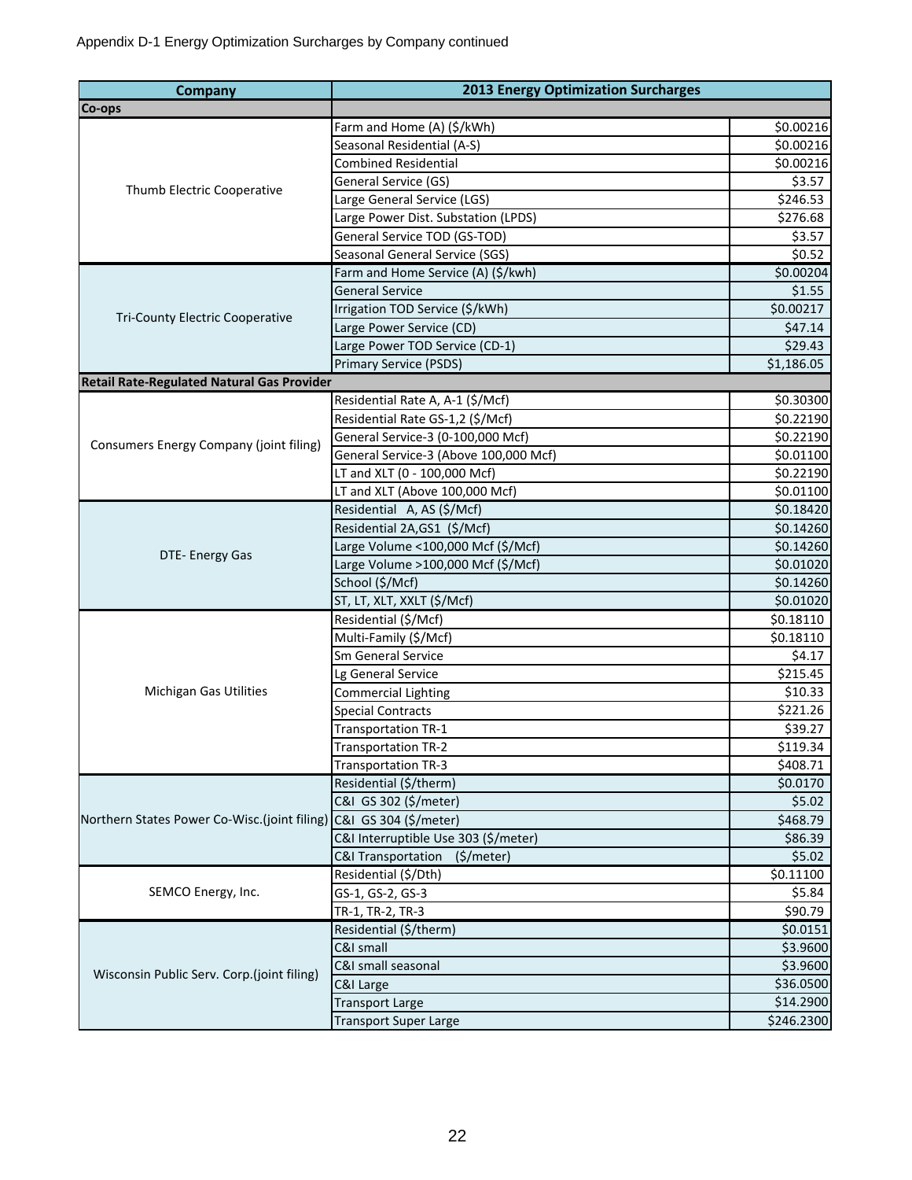Appendix D-1 Energy Optimization Surcharges by Company continued

| Company | 2013 Energy Optimization Surcharges | |
|---|---|---|
| **Co-ops** | | |
| Thumb Electric Cooperative | Farm and Home (A) ($/kWh) | $0.00216 |
| | Seasonal Residential (A-S) | $0.00216 |
| | Combined Residential | $0.00216 |
| | General Service (GS) | $3.57 |
| | Large General Service (LGS) | $246.53 |
| | Large Power Dist. Substation (LPDS) | $276.68 |
| | General Service TOD (GS-TOD) | $3.57 |
| | Seasonal General Service (SGS) | $0.52 |
| Tri-County Electric Cooperative | Farm and Home Service (A) ($/kwh) | $0.00204 |
| | General Service | $1.55 |
| | Irrigation TOD Service ($/kWh) | $0.00217 |
| | Large Power Service (CD) | $47.14 |
| | Large Power TOD Service (CD-1) | $29.43 |
| | Primary Service (PSDS) | $1,186.05 |
| **Retail Rate-Regulated Natural Gas Provider** | | |
| Consumers Energy Company (joint filing) | Residential Rate A, A-1 ($/Mcf) | $0.30300 |
| | Residential Rate GS-1,2 ($/Mcf) | $0.22190 |
| | General Service-3 (0-100,000 Mcf) | $0.22190 |
| | General Service-3 (Above 100,000 Mcf) | $0.01100 |
| | LT and XLT (0 - 100,000 Mcf) | $0.22190 |
| | LT and XLT (Above 100,000 Mcf) | $0.01100 |
| DTE- Energy Gas | Residential A, AS ($/Mcf) | $0.18420 |
| | Residential 2A,GS1 ($/Mcf) | $0.14260 |
| | Large Volume <100,000 Mcf ($/Mcf) | $0.14260 |
| | Large Volume >100,000 Mcf ($/Mcf) | $0.01020 |
| | School ($/Mcf) | $0.14260 |
| | ST, LT, XLT, XXLT ($/Mcf) | $0.01020 |
| Michigan Gas Utilities | Residential ($/Mcf) | $0.18110 |
| | Multi-Family ($/Mcf) | $0.18110 |
| | Sm General Service | $4.17 |
| | Lg General Service | $215.45 |
| | Commercial Lighting | $10.33 |
| | Special Contracts | $221.26 |
| | Transportation TR-1 | $39.27 |
| | Transportation TR-2 | $119.34 |
| | Transportation TR-3 | $408.71 |
| Northern States Power Co-Wisc.(joint filing) | Residential ($/therm) | $0.0170 |
| | C&I GS 302 ($/meter) | $5.02 |
| | C&I GS 304 ($/meter) | $468.79 |
| | C&I Interruptible Use 303 ($/meter) | $86.39 |
| | C&I Transportation ($/meter) | $5.02 |
| SEMCO Energy, Inc. | Residential ($/Dth) | $0.11100 |
| | GS-1, GS-2, GS-3 | $5.84 |
| | TR-1, TR-2, TR-3 | $90.79 |
| Wisconsin Public Serv. Corp.(joint filing) | Residential ($/therm) | $0.0151 |
| | C&I small | $3.9600 |
| | C&I small seasonal | $3.9600 |
| | C&I Large | $36.0500 |
| | Transport Large | $14.2900 |
| | Transport Super Large | $246.2300 |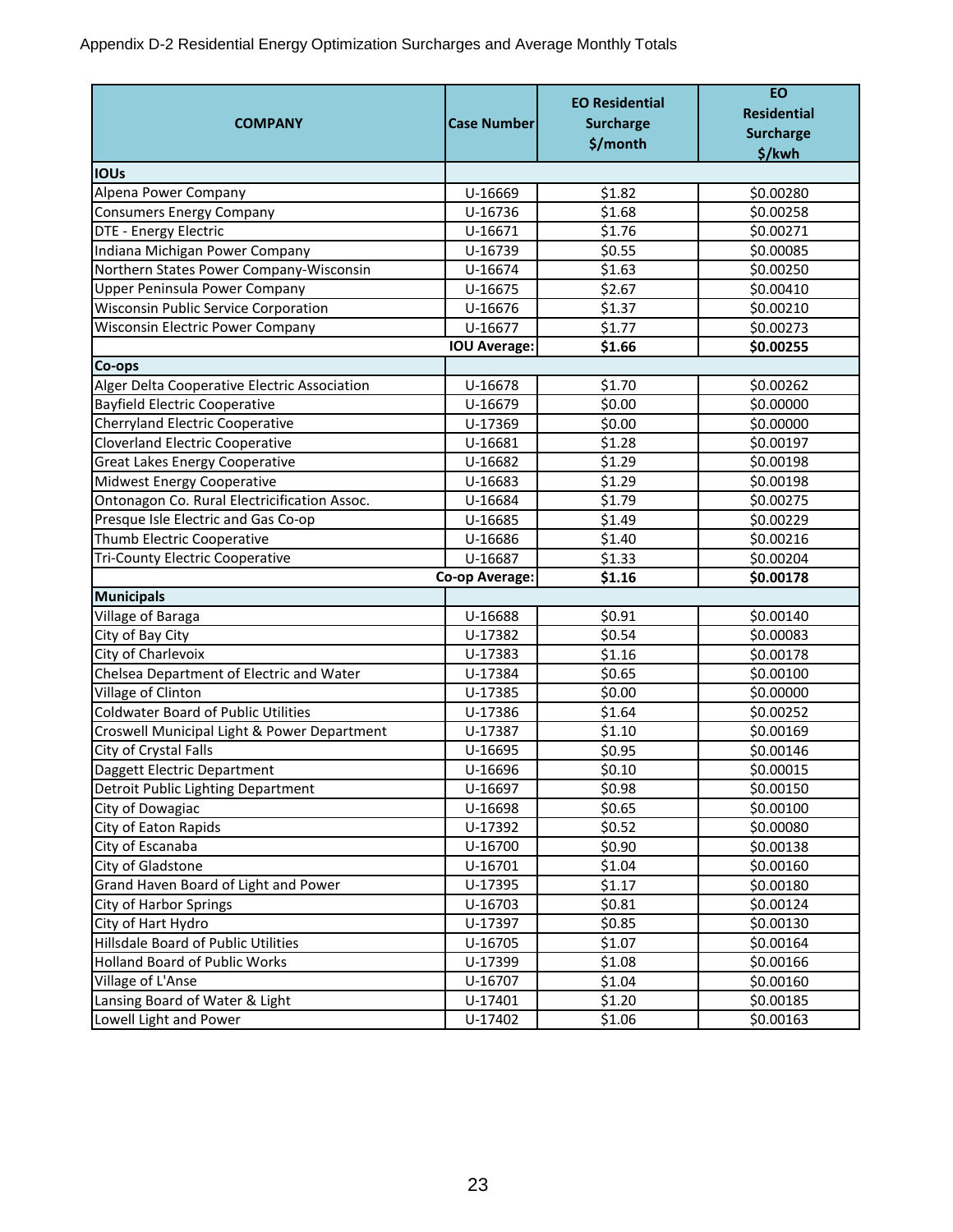Appendix D-2 Residential Energy Optimization Surcharges and Average Monthly Totals

| COMPANY | Case Number | EO Residential Surcharge $/month | EO Residential Surcharge $/kwh |
|---|---|---|---|
| **IOUs** | | | |
| Alpena Power Company | U-16669 | $1.82 | $0.00280 |
| Consumers Energy Company | U-16736 | $1.68 | $0.00258 |
| DTE - Energy Electric | U-16671 | $1.76 | $0.00271 |
| Indiana Michigan Power Company | U-16739 | $0.55 | $0.00085 |
| Northern States Power Company-Wisconsin | U-16674 | $1.63 | $0.00250 |
| Upper Peninsula Power Company | U-16675 | $2.67 | $0.00410 |
| Wisconsin Public Service Corporation | U-16676 | $1.37 | $0.00210 |
| Wisconsin Electric Power Company | U-16677 | $1.77 | $0.00273 |
| | **IOU Average:** | **$1.66** | **$0.00255** |
| **Co-ops** | | | |
| Alger Delta Cooperative Electric Association | U-16678 | $1.70 | $0.00262 |
| Bayfield Electric Cooperative | U-16679 | $0.00 | $0.00000 |
| Cherryland Electric Cooperative | U-17369 | $0.00 | $0.00000 |
| Cloverland Electric Cooperative | U-16681 | $1.28 | $0.00197 |
| Great Lakes Energy Cooperative | U-16682 | $1.29 | $0.00198 |
| Midwest Energy Cooperative | U-16683 | $1.29 | $0.00198 |
| Ontonagon Co. Rural Electricification Assoc. | U-16684 | $1.79 | $0.00275 |
| Presque Isle Electric and Gas Co-op | U-16685 | $1.49 | $0.00229 |
| Thumb Electric Cooperative | U-16686 | $1.40 | $0.00216 |
| Tri-County Electric Cooperative | U-16687 | $1.33 | $0.00204 |
| | **Co-op Average:** | **$1.16** | **$0.00178** |
| **Municipals** | | | |
| Village of Baraga | U-16688 | $0.91 | $0.00140 |
| City of Bay City | U-17382 | $0.54 | $0.00083 |
| City of Charlevoix | U-17383 | $1.16 | $0.00178 |
| Chelsea Department of Electric and Water | U-17384 | $0.65 | $0.00100 |
| Village of Clinton | U-17385 | $0.00 | $0.00000 |
| Coldwater Board of Public Utilities | U-17386 | $1.64 | $0.00252 |
| Croswell Municipal Light & Power Department | U-17387 | $1.10 | $0.00169 |
| City of Crystal Falls | U-16695 | $0.95 | $0.00146 |
| Daggett Electric Department | U-16696 | $0.10 | $0.00015 |
| Detroit Public Lighting Department | U-16697 | $0.98 | $0.00150 |
| City of Dowagiac | U-16698 | $0.65 | $0.00100 |
| City of Eaton Rapids | U-17392 | $0.52 | $0.00080 |
| City of Escanaba | U-16700 | $0.90 | $0.00138 |
| City of Gladstone | U-16701 | $1.04 | $0.00160 |
| Grand Haven Board of Light and Power | U-17395 | $1.17 | $0.00180 |
| City of Harbor Springs | U-16703 | $0.81 | $0.00124 |
| City of Hart Hydro | U-17397 | $0.85 | $0.00130 |
| Hillsdale Board of Public Utilities | U-16705 | $1.07 | $0.00164 |
| Holland Board of Public Works | U-17399 | $1.08 | $0.00166 |
| Village of L'Anse | U-16707 | $1.04 | $0.00160 |
| Lansing Board of Water & Light | U-17401 | $1.20 | $0.00185 |
| Lowell Light and Power | U-17402 | $1.06 | $0.00163 |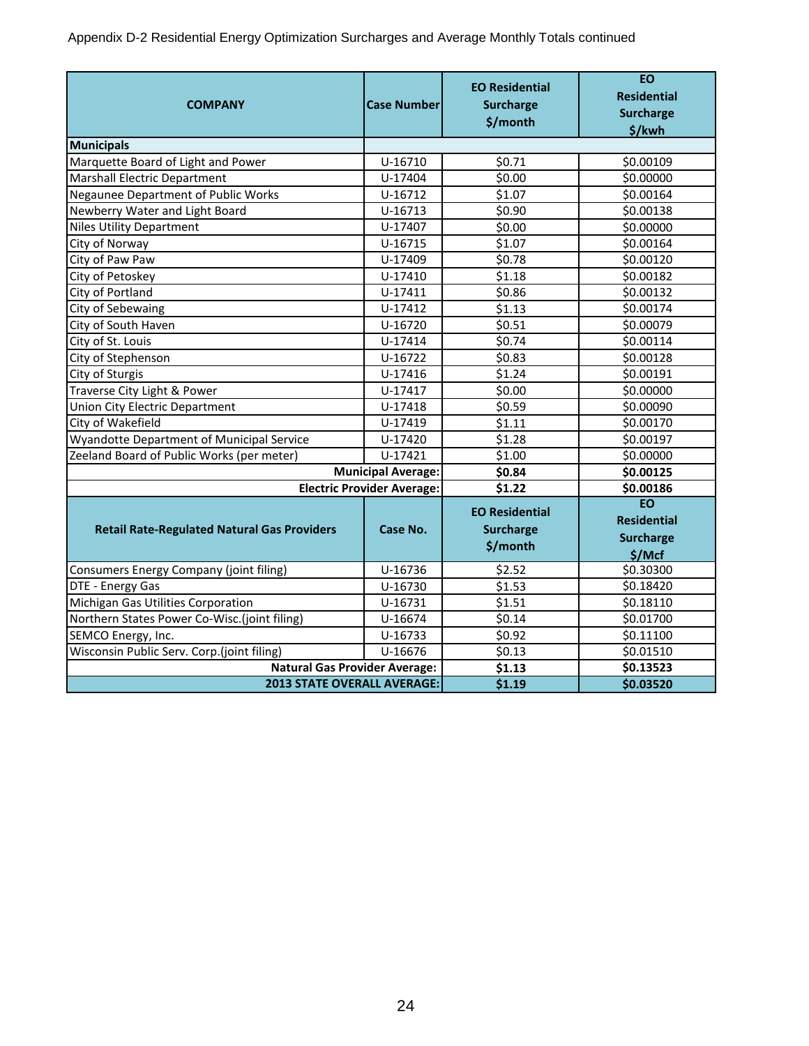Appendix D-2 Residential Energy Optimization Surcharges and Average Monthly Totals continued

| COMPANY | Case Number | EO Residential Surcharge $/month | EO Residential Surcharge $/kwh |
|---|---|---|---|
| **Municipals** | | | |
| Marquette Board of Light and Power | U-16710 | $0.71 | $0.00109 |
| Marshall Electric Department | U-17404 | $0.00 | $0.00000 |
| Negaunee Department of Public Works | U-16712 | $1.07 | $0.00164 |
| Newberry Water and Light Board | U-16713 | $0.90 | $0.00138 |
| Niles Utility Department | U-17407 | $0.00 | $0.00000 |
| City of Norway | U-16715 | $1.07 | $0.00164 |
| City of Paw Paw | U-17409 | $0.78 | $0.00120 |
| City of Petoskey | U-17410 | $1.18 | $0.00182 |
| City of Portland | U-17411 | $0.86 | $0.00132 |
| City of Sebewaing | U-17412 | $1.13 | $0.00174 |
| City of South Haven | U-16720 | $0.51 | $0.00079 |
| City of St. Louis | U-17414 | $0.74 | $0.00114 |
| City of Stephenson | U-16722 | $0.83 | $0.00128 |
| City of Sturgis | U-17416 | $1.24 | $0.00191 |
| Traverse City Light & Power | U-17417 | $0.00 | $0.00000 |
| Union City Electric Department | U-17418 | $0.59 | $0.00090 |
| City of Wakefield | U-17419 | $1.11 | $0.00170 |
| Wyandotte Department of Municipal Service | U-17420 | $1.28 | $0.00197 |
| Zeeland Board of Public Works (per meter) | U-17421 | $1.00 | $0.00000 |
| | **Municipal Average:** | **$0.84** | **$0.00125** |
| | **Electric Provider Average:** | **$1.22** | **$0.00186** |
| **Retail Rate-Regulated Natural Gas Providers** | **Case No.** | **EO Residential Surcharge $/month** | **EO Residential Surcharge $/Mcf** |
| Consumers Energy Company (joint filing) | U-16736 | $2.52 | $0.30300 |
| DTE - Energy Gas | U-16730 | $1.53 | $0.18420 |
| Michigan Gas Utilities Corporation | U-16731 | $1.51 | $0.18110 |
| Northern States Power Co-Wisc.(joint filing) | U-16674 | $0.14 | $0.01700 |
| SEMCO Energy, Inc. | U-16733 | $0.92 | $0.11100 |
| Wisconsin Public Serv. Corp.(joint filing) | U-16676 | $0.13 | $0.01510 |
| | **Natural Gas Provider Average:** | **$1.13** | **$0.13523** |
| | **2013 STATE OVERALL AVERAGE:** | **$1.19** | **$0.03520** |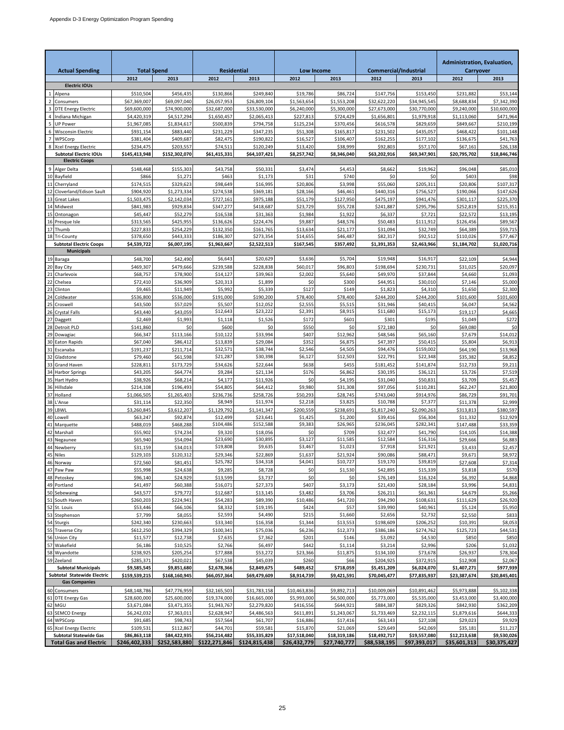Appendix D-3 Energy Optimization Program Spending

| | Actual Spending | Total Spend | | Residential | | Low Income | | Commercial/Industrial | | Administration, Evaluation, Carryover | |
|---|---|---|---|---|---|---|---|---|---|---|---|
| | | 2012 | 2013 | 2012 | 2013 | 2012 | 2013 | 2012 | 2013 | 2012 | 2013 |
| | **Electric IOUs** | | | | | | | | | | |
| 1 | Alpena | $510,504 | $456,435 | $130,866 | $249,840 | $19,786 | $86,724 | $147,756 | $153,450 | $231,882 | $53,144 |
| 2 | Consumers | $67,369,007 | $69,097,040 | $26,057,953 | $26,809,104 | $1,563,654 | $1,553,208 | $32,622,220 | $34,945,545 | $8,688,834 | $7,342,390 |
| 3 | DTE Energy Electric | $69,600,000 | $74,900,000 | $32,687,000 | $33,530,000 | $6,240,000 | $5,300,000 | $27,673,000 | $30,770,000 | $9,240,000 | $10,600,000 |
| 4 | Indiana Michigan | $4,420,319 | $4,517,294 | $1,650,457 | $2,065,413 | $227,813 | $724,429 | $1,656,801 | $1,979,918 | $1,113,060 | $471,964 |
| 5 | UP Power | $1,967,085 | $1,834,617 | $500,839 | $794,758 | $125,234 | $370,456 | $616,578 | $829,659 | $849,667 | $210,199 |
| 6 | Wisconsin Electric | $931,154 | $883,440 | $231,229 | $347,235 | $51,308 | $165,817 | $231,502 | $435,057 | $468,422 | $101,148 |
| 7 | WPSCorp | $381,404 | $409,687 | $82,475 | $190,822 | $16,527 | $106,407 | $162,255 | $177,102 | $136,675 | $41,763 |
| 8 | Xcel Energy Electric | $234,475 | $203,557 | $74,511 | $120,249 | $13,420 | $38,999 | $92,803 | $57,170 | $67,161 | $26,138 |
| | **Subtotal Electric IOUs** | **$145,413,948** | **$152,302,070** | **$61,415,331** | **$64,107,421** | **$8,257,742** | **$8,346,040** | **$63,202,916** | **$69,347,901** | **$20,795,702** | **$18,846,746** |
| | **Electric Coops** | | | | | | | | | | |
| 9 | Alger Delta | $148,468 | $155,303 | $43,758 | $50,331 | $3,474 | $4,453 | $8,662 | $19,962 | $96,048 | $85,010 |
| 10 | Bayfield | $866 | $1,271 | $463 | $1,173 | $31 | $740 | $0 | $0 | $403 | $98 |
| 11 | Cherryland | $174,515 | $329,623 | $98,649 | $16,995 | $20,806 | $3,998 | $55,060 | $205,311 | $20,806 | $107,317 |
| 12 | Cloverland/Edison Sault | $904,920 | $1,273,334 | $274,538 | $369,181 | $28,166 | $46,461 | $440,316 | $756,527 | $190,066 | $147,626 |
| 13 | Great Lakes | $1,503,475 | $2,142,034 | $727,161 | $975,188 | $51,179 | $127,950 | $475,197 | $941,476 | $301,117 | $225,370 |
| 14 | Midwest | $841,983 | $929,834 | $347,277 | $418,687 | $23,729 | $55,728 | $241,887 | $295,796 | $252,819 | $215,351 |
| 15 | Ontonagon | $45,447 | $52,279 | $16,538 | $31,363 | $1,984 | $1,922 | $6,337 | $7,721 | $22,572 | $13,195 |
| 16 | Presque Isle | $313,565 | $425,955 | $136,626 | $224,476 | $9,887 | $48,576 | $50,483 | $111,912 | $126,456 | $89,567 |
| 17 | Thumb | $227,833 | $254,229 | $132,350 | $161,765 | $13,634 | $21,177 | $31,094 | $32,749 | $64,389 | $59,715 |
| 18 | Tri-County | $378,650 | $443,333 | $186,307 | $273,354 | $14,655 | $46,487 | $82,317 | $92,512 | $110,026 | $77,467 |
| | **Subtotal Electric Coops** | **$4,539,722** | **$6,007,195** | **$1,963,667** | **$2,522,513** | **$167,545** | **$357,492** | **$1,391,353** | **$2,463,966** | **$1,184,702** | **$1,020,716** |
| | **Municipals** | | | | | | | | | | |
| 19 | Baraga | $48,700 | $42,490 | $6,643 | $20,629 | $3,636 | $5,704 | $19,948 | $16,917 | $22,109 | $4,944 |
| 20 | Bay City | $469,307 | $479,666 | $239,588 | $228,838 | $60,017 | $96,803 | $198,694 | $230,731 | $31,025 | $20,097 |
| 21 | Charlevoix | $68,757 | $78,900 | $14,127 | $39,963 | $2,002 | $5,640 | $49,970 | $37,844 | $4,660 | $1,093 |
| 22 | Chelsea | $72,410 | $36,909 | $20,313 | $1,899 | $0 | $300 | $44,951 | $30,010 | $7,146 | $5,000 |
| 23 | Clinton | $9,465 | $11,949 | $5,992 | $5,339 | $127 | $149 | $1,823 | $4,310 | $1,650 | $2,300 |
| 24 | Coldwater | $536,800 | $536,000 | $191,000 | $190,200 | $78,400 | $78,400 | $244,200 | $244,200 | $101,600 | $101,600 |
| 25 | Croswell | $43,500 | $57,029 | $5,507 | $12,052 | $2,555 | $5,515 | $31,946 | $40,415 | $6,047 | $4,562 |
| 26 | Crystal Falls | $43,440 | $43,059 | $12,643 | $23,222 | $2,391 | $8,915 | $11,680 | $15,173 | $19,117 | $4,665 |
| 27 | Daggett | $2,469 | $1,993 | $1,118 | $1,526 | $172 | $601 | $301 | $195 | $1,049 | $272 |
| 28 | Detroit PLD | $141,860 | $0 | $600 | $0 | $550 | $0 | $72,180 | $0 | $69,080 | $0 |
| 29 | Dowagiac | $66,347 | $113,166 | $10,122 | $33,994 | $407 | $12,962 | $48,546 | $65,160 | $7,679 | $14,012 |
| 30 | Eaton Rapids | $67,040 | $86,412 | $13,839 | $29,084 | $352 | $6,875 | $47,397 | $50,415 | $5,804 | $6,913 |
| 31 | Escanaba | $191,237 | $211,714 | $32,571 | $38,744 | $2,546 | $4,505 | $94,476 | $159,002 | $64,190 | $13,968 |
| 32 | Gladstone | $79,460 | $61,598 | $21,287 | $30,398 | $6,127 | $12,503 | $22,791 | $22,348 | $35,382 | $8,852 |
| 33 | Grand Haven | $228,811 | $173,729 | $34,626 | $22,644 | $638 | $455 | $181,452 | $141,874 | $12,733 | $9,211 |
| 34 | Harbor Springs | $43,205 | $64,774 | $9,284 | $21,134 | $176 | $6,862 | $30,195 | $36,121 | $3,726 | $7,519 |
| 35 | Hart Hydro | $38,926 | $68,214 | $4,177 | $11,926 | $0 | $4,195 | $31,040 | $50,831 | $3,709 | $5,457 |
| 36 | Hillsdale | $214,108 | $196,493 | $54,805 | $64,412 | $9,980 | $31,308 | $97,056 | $110,281 | $62,247 | $21,800 |
| 37 | Holland | $1,066,505 | $1,265,403 | $236,736 | $258,726 | $50,293 | $28,745 | $743,040 | $914,976 | $86,729 | $91,701 |
| 38 | L'Anse | $31,114 | $22,350 | $8,949 | $11,974 | $2,218 | $3,825 | $10,788 | $7,377 | $11,378 | $2,999 |
| 39 | LBWL | $3,260,845 | $3,612,207 | $1,129,792 | $1,141,347 | $200,559 | $238,691 | $1,817,240 | $2,090,263 | $313,813 | $380,597 |
| 40 | Lowell | $63,247 | $92,874 | $12,499 | $23,641 | $1,425 | $1,200 | $39,416 | $56,304 | $11,332 | $12,929 |
| 41 | Marquette | $488,019 | $468,288 | $104,486 | $152,588 | $9,383 | $26,965 | $236,045 | $282,341 | $147,488 | $33,359 |
| 42 | Marshall | $55,902 | $74,234 | $9,320 | $18,056 | $0 | $709 | $32,477 | $41,790 | $14,105 | $14,388 |
| 43 | Negaunee | $65,940 | $54,094 | $23,690 | $30,895 | $3,127 | $11,585 | $12,584 | $16,316 | $29,666 | $6,883 |
| 44 | Newberry | $31,159 | $34,013 | $19,808 | $9,635 | $3,467 | $1,023 | $7,918 | $21,921 | $3,433 | $2,457 |
| 45 | Niles | $129,103 | $120,312 | $29,346 | $22,869 | $1,637 | $21,924 | $90,086 | $88,471 | $9,671 | $8,972 |
| 46 | Norway | $72,560 | $81,451 | $25,782 | $34,318 | $4,041 | $10,727 | $19,170 | $39,819 | $27,608 | $7,314 |
| 47 | Paw Paw | $55,998 | $24,638 | $9,285 | $8,728 | $0 | $1,530 | $42,895 | $15,339 | $3,818 | $570 |
| 48 | Petoskey | $96,140 | $24,929 | $13,599 | $3,737 | $0 | $0 | $76,149 | $16,324 | $6,392 | $4,868 |
| 49 | Portland | $41,497 | $60,388 | $16,071 | $27,373 | $407 | $3,173 | $21,430 | $28,184 | $3,996 | $4,831 |
| 50 | Sebewaing | $43,577 | $79,772 | $12,687 | $13,145 | $3,482 | $3,706 | $26,211 | $61,361 | $4,679 | $5,266 |
| 51 | South Haven | $260,203 | $224,941 | $54,283 | $89,390 | $10,486 | $41,720 | $94,290 | $108,631 | $111,629 | $26,920 |
| 52 | St. Louis | $53,446 | $66,106 | $8,332 | $19,195 | $424 | $57 | $39,990 | $40,961 | $5,124 | $5,950 |
| 53 | Stephenson | $7,799 | $8,055 | $2,593 | $4,490 | $215 | $1,660 | $2,656 | $2,732 | $2,550 | $833 |
| 54 | Sturgis | $242,340 | $230,663 | $33,340 | $16,358 | $1,344 | $13,553 | $198,609 | $206,252 | $10,391 | $8,053 |
| 55 | Traverse City | $612,250 | $394,329 | $100,341 | $75,036 | $6,236 | $12,373 | $386,186 | $274,762 | $125,723 | $44,531 |
| 56 | Union City | $11,577 | $12,738 | $7,635 | $7,362 | $201 | $146 | $3,092 | $4,530 | $850 | $850 |
| 57 | Wakefield | $6,186 | $10,525 | $2,766 | $6,497 | $442 | $1,114 | $3,214 | $2,996 | $206 | $1,032 |
| 58 | Wyandotte | $238,925 | $205,254 | $77,888 | $53,272 | $23,366 | $11,875 | $134,100 | $73,678 | $26,937 | $78,304 |
| 59 | Zeeland | $285,371 | $420,021 | $67,538 | $45,039 | $260 | $66 | $204,925 | $372,915 | $12,908 | $2,067 |
| | **Subtotal Municipals** | **$9,585,545** | **$9,851,680** | **$2,678,366** | **$2,849,675** | **$489,452** | **$718,059** | **$5,451,209** | **$6,024,070** | **$1,407,271** | **$977,939** |
| | **Subtotal Statewide Electric** | **$159,539,215** | **$168,160,945** | **$66,057,364** | **$69,479,609** | **$8,914,739** | **$9,421,591** | **$70,045,477** | **$77,835,937** | **$23,387,674** | **$20,845,401** |
| | **Gas Companies** | | | | | | | | | | |
| 60 | Consumers | $48,148,786 | $47,776,959 | $32,165,503 | $31,783,158 | $10,463,836 | $9,892,713 | $10,009,069 | $10,891,462 | $5,973,888 | $5,102,338 |
| 61 | DTE Energy Gas | $28,600,000 | $25,600,000 | $19,374,000 | $16,665,000 | $5,993,000 | $6,500,000 | $5,773,000 | $5,535,000 | $3,453,000 | $3,400,000 |
| 62 | MGU | $3,671,084 | $3,471,355 | $1,943,767 | $2,279,820 | $416,556 | $644,921 | $884,387 | $829,326 | $842,930 | $362,209 |
| 63 | SEMCO Energy | $6,242,032 | $7,363,011 | $2,628,947 | $4,486,563 | $611,891 | $1,243,067 | $1,733,469 | $2,232,115 | $1,879,616 | $644,333 |
| 64 | WPSCorp | $91,685 | $98,743 | $57,564 | $61,707 | $16,886 | $17,416 | $63,143 | $27,108 | $29,023 | $9,929 |
| 65 | Xcel Energy Electric | $109,531 | $112,867 | $44,701 | $59,581 | $15,870 | $21,069 | $29,649 | $42,069 | $35,181 | $11,217 |
| | **Subtotal Statewide Gas** | **$86,863,118** | **$84,422,935** | **$56,214,482** | **$55,335,829** | **$17,518,040** | **$18,319,186** | **$18,492,717** | **$19,557,080** | **$12,213,638** | **$9,530,026** |
| | **Total Gas and Electric** | **$246,402,333** | **$252,583,880** | **$122,271,846** | **$124,815,438** | **$26,432,779** | **$27,740,777** | **$88,538,195** | **$97,393,017** | **$35,601,313** | **$30,375,427** |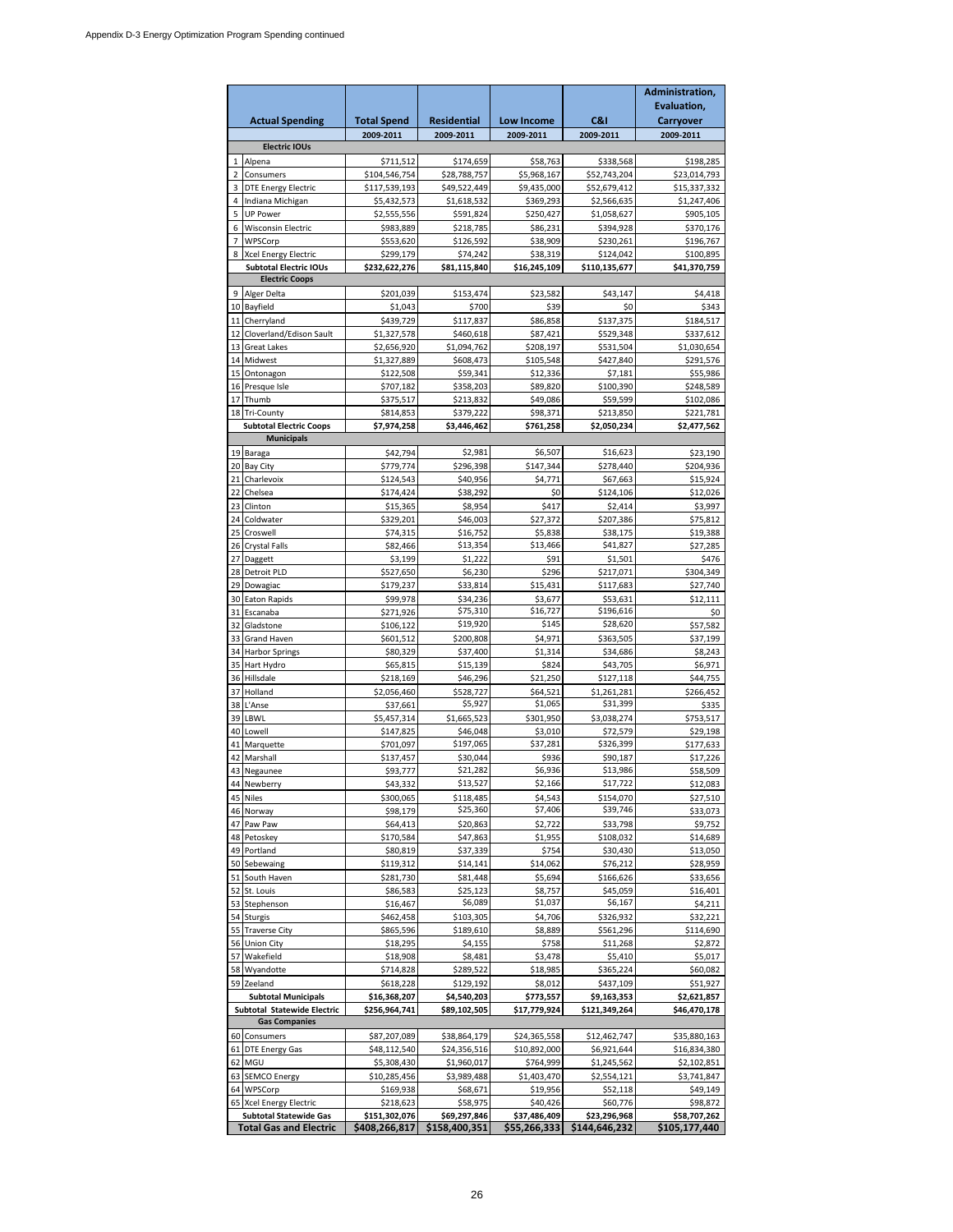Appendix D-3 Energy Optimization Program Spending continued

| | Actual Spending | Total Spend | Residential | Low Income | C&I | Administration, Evaluation, Carryover |
|---|---|---|---|---|---|---|
| | | 2009-2011 | 2009-2011 | 2009-2011 | 2009-2011 | 2009-2011 |
| | **Electric IOUs** | | | | | |
| 1 | Alpena | $711,512 | $174,659 | $58,763 | $338,568 | $198,285 |
| 2 | Consumers | $104,546,754 | $28,788,757 | $5,968,167 | $52,743,204 | $23,014,793 |
| 3 | DTE Energy Electric | $117,539,193 | $49,522,449 | $9,435,000 | $52,679,412 | $15,337,332 |
| 4 | Indiana Michigan | $5,432,573 | $1,618,532 | $369,293 | $2,566,635 | $1,247,406 |
| 5 | UP Power | $2,555,556 | $591,824 | $250,427 | $1,058,627 | $905,105 |
| 6 | Wisconsin Electric | $983,889 | $218,785 | $86,231 | $394,928 | $370,176 |
| 7 | WPSCorp | $553,620 | $126,592 | $38,909 | $230,261 | $196,767 |
| 8 | Xcel Energy Electric | $299,179 | $74,242 | $38,319 | $124,042 | $100,895 |
| | **Subtotal Electric IOUs** | **$232,622,276** | **$81,115,840** | **$16,245,109** | **$110,135,677** | **$41,370,759** |
| | **Electric Coops** | | | | | |
| 9 | Alger Delta | $201,039 | $153,474 | $23,582 | $43,147 | $4,418 |
| 10 | Bayfield | $1,043 | $700 | $39 | $0 | $343 |
| 11 | Cherryland | $439,729 | $117,837 | $86,858 | $137,375 | $184,517 |
| 12 | Cloverland/Edison Sault | $1,327,578 | $460,618 | $87,421 | $529,348 | $337,612 |
| 13 | Great Lakes | $2,656,920 | $1,094,762 | $208,197 | $531,504 | $1,030,654 |
| 14 | Midwest | $1,327,889 | $608,473 | $105,548 | $427,840 | $291,576 |
| 15 | Ontonagon | $122,508 | $59,341 | $12,336 | $7,181 | $55,986 |
| 16 | Presque Isle | $707,182 | $358,203 | $89,820 | $100,390 | $248,589 |
| 17 | Thumb | $375,517 | $213,832 | $49,086 | $59,599 | $102,086 |
| 18 | Tri-County | $814,853 | $379,222 | $98,371 | $213,850 | $221,781 |
| | **Subtotal Electric Coops** | **$7,974,258** | **$3,446,462** | **$761,258** | **$2,050,234** | **$2,477,562** |
| | **Municipals** | | | | | |
| 19 | Baraga | $42,794 | $2,981 | $6,507 | $16,623 | $23,190 |
| 20 | Bay City | $779,774 | $296,398 | $147,344 | $278,440 | $204,936 |
| 21 | Charlevoix | $124,543 | $40,956 | $4,771 | $67,663 | $15,924 |
| 22 | Chelsea | $174,424 | $38,292 | $0 | $124,106 | $12,026 |
| 23 | Clinton | $15,365 | $8,954 | $417 | $2,414 | $3,997 |
| 24 | Coldwater | $329,201 | $46,003 | $27,372 | $207,386 | $75,812 |
| 25 | Croswell | $74,315 | $16,752 | $5,838 | $38,175 | $19,388 |
| 26 | Crystal Falls | $82,466 | $13,354 | $13,466 | $41,827 | $27,285 |
| 27 | Daggett | $3,199 | $1,222 | $91 | $1,501 | $476 |
| 28 | Detroit PLD | $527,650 | $6,230 | $296 | $217,071 | $304,349 |
| 29 | Dowagiac | $179,237 | $33,814 | $15,431 | $117,683 | $27,740 |
| 30 | Eaton Rapids | $99,978 | $34,236 | $3,677 | $53,631 | $12,111 |
| 31 | Escanaba | $271,926 | $75,310 | $16,727 | $196,616 | $0 |
| 32 | Gladstone | $106,122 | $19,920 | $145 | $28,620 | $57,582 |
| 33 | Grand Haven | $601,512 | $200,808 | $4,971 | $363,505 | $37,199 |
| 34 | Harbor Springs | $80,329 | $37,400 | $1,314 | $34,686 | $8,243 |
| 35 | Hart Hydro | $65,815 | $15,139 | $824 | $43,705 | $6,971 |
| 36 | Hillsdale | $218,169 | $46,296 | $21,250 | $127,118 | $44,755 |
| 37 | Holland | $2,056,460 | $528,727 | $64,521 | $1,261,281 | $266,452 |
| 38 | L'Anse | $37,661 | $5,927 | $1,065 | $31,399 | $335 |
| 39 | LBWL | $5,457,314 | $1,665,523 | $301,950 | $3,038,274 | $753,517 |
| 40 | Lowell | $147,825 | $46,048 | $3,010 | $72,579 | $29,198 |
| 41 | Marquette | $701,097 | $197,065 | $37,281 | $326,399 | $177,633 |
| 42 | Marshall | $137,457 | $30,044 | $936 | $90,187 | $17,226 |
| 43 | Negaunee | $93,777 | $21,282 | $6,936 | $13,986 | $58,509 |
| 44 | Newberry | $43,332 | $13,527 | $2,166 | $17,722 | $12,083 |
| 45 | Niles | $300,065 | $118,485 | $4,543 | $154,070 | $27,510 |
| 46 | Norway | $98,179 | $25,360 | $7,406 | $39,746 | $33,073 |
| 47 | Paw Paw | $64,413 | $20,863 | $2,722 | $33,798 | $9,752 |
| 48 | Petoskey | $170,584 | $47,863 | $1,955 | $108,032 | $14,689 |
| 49 | Portland | $80,819 | $37,339 | $754 | $30,430 | $13,050 |
| 50 | Sebewaing | $119,312 | $14,141 | $14,062 | $76,212 | $28,959 |
| 51 | South Haven | $281,730 | $81,448 | $5,694 | $166,626 | $33,656 |
| 52 | St. Louis | $86,583 | $25,123 | $8,757 | $45,059 | $16,401 |
| 53 | Stephenson | $16,467 | $6,089 | $1,037 | $6,167 | $4,211 |
| 54 | Sturgis | $462,458 | $103,305 | $4,706 | $326,932 | $32,221 |
| 55 | Traverse City | $865,596 | $189,610 | $8,889 | $561,296 | $114,690 |
| 56 | Union City | $18,295 | $4,155 | $758 | $11,268 | $2,872 |
| 57 | Wakefield | $18,908 | $8,481 | $3,478 | $5,410 | $5,017 |
| 58 | Wyandotte | $714,828 | $289,522 | $18,985 | $365,224 | $60,082 |
| 59 | Zeeland | $618,228 | $129,192 | $8,012 | $437,109 | $51,927 |
| | **Subtotal Municipals** | **$16,368,207** | **$4,540,203** | **$773,557** | **$9,163,353** | **$2,621,857** |
| | **Subtotal Statewide Electric** | **$256,964,741** | **$89,102,505** | **$17,779,924** | **$121,349,264** | **$46,470,178** |
| | **Gas Companies** | | | | | |
| 60 | Consumers | $87,207,089 | $38,864,179 | $24,365,558 | $12,462,747 | $35,880,163 |
| 61 | DTE Energy Gas | $48,112,540 | $24,356,516 | $10,892,000 | $6,921,644 | $16,834,380 |
| 62 | MGU | $5,308,430 | $1,960,017 | $764,999 | $1,245,562 | $2,102,851 |
| 63 | SEMCO Energy | $10,285,456 | $3,989,488 | $1,403,470 | $2,554,121 | $3,741,847 |
| 64 | WPSCorp | $169,938 | $68,671 | $19,956 | $52,118 | $49,149 |
| 65 | Xcel Energy Electric | $218,623 | $58,975 | $40,426 | $60,776 | $98,872 |
| | **Subtotal Statewide Gas** | **$151,302,076** | **$69,297,846** | **$37,486,409** | **$23,296,968** | **$58,707,262** |
| | **Total Gas and Electric** | **$408,266,817** | **$158,400,351** | **$55,266,333** | **$144,646,232** | **$105,177,440** |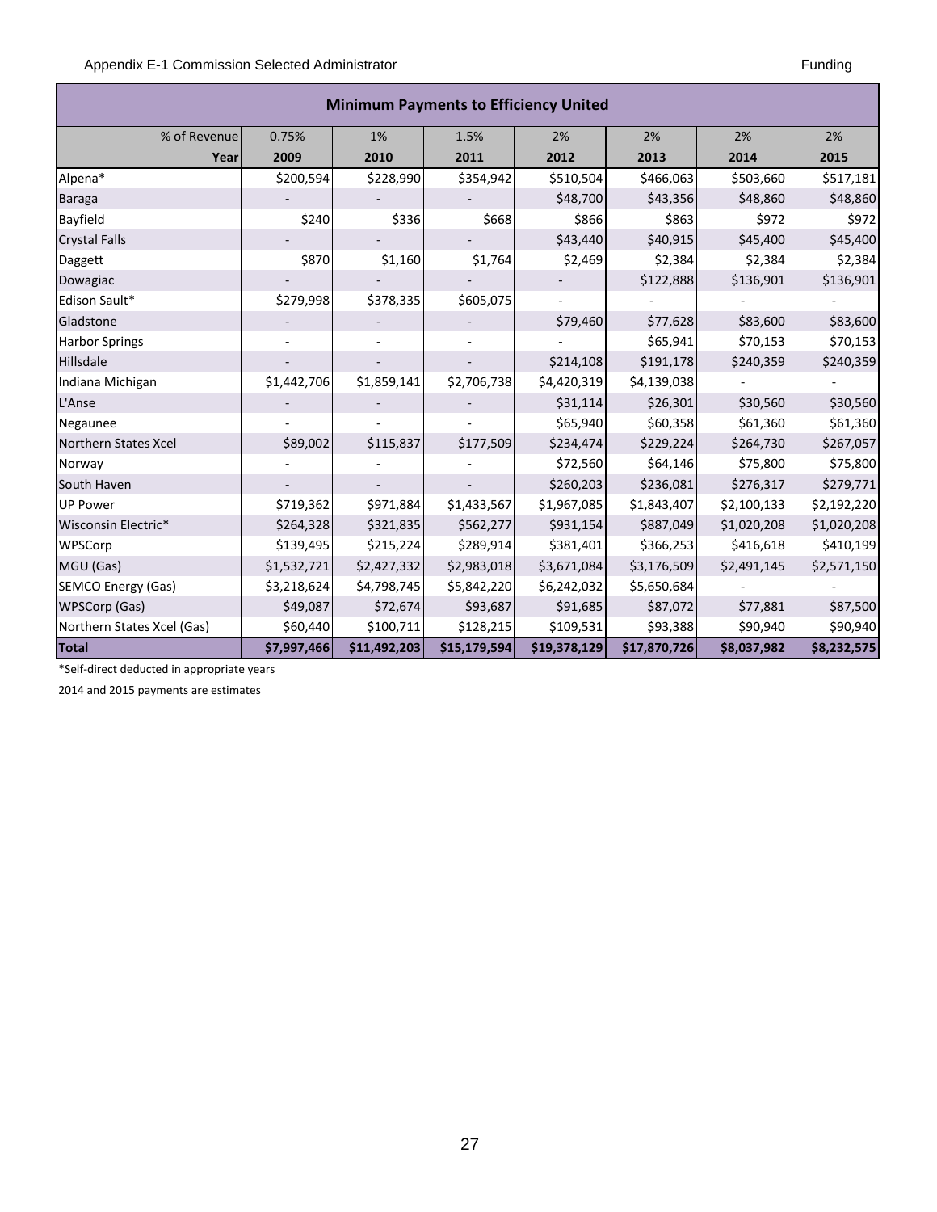## Minimum Payments to Efficiency United

| % of Revenue | 0.75% | 1% | 1.5% | 2% | 2% | 2% | 2% |
|---|---|---|---|---|---|---|---|
| **Year** | **2009** | **2010** | **2011** | **2012** | **2013** | **2014** | **2015** |
| Alpena* | $200,594 | $228,990 | $354,942 | $510,504 | $466,063 | $503,660 | $517,181 |
| Baraga | - | - | - | $48,700 | $43,356 | $48,860 | $48,860 |
| Bayfield | $240 | $336 | $668 | $866 | $863 | $972 | $972 |
| Crystal Falls | - | - | - | $43,440 | $40,915 | $45,400 | $45,400 |
| Daggett | $870 | $1,160 | $1,764 | $2,469 | $2,384 | $2,384 | $2,384 |
| Dowagiac | - | - | - | - | $122,888 | $136,901 | $136,901 |
| Edison Sault* | $279,998 | $378,335 | $605,075 | - | - | - | - |
| Gladstone | - | - | - | $79,460 | $77,628 | $83,600 | $83,600 |
| Harbor Springs | - | - | - | - | $65,941 | $70,153 | $70,153 |
| Hillsdale | - | - | - | $214,108 | $191,178 | $240,359 | $240,359 |
| Indiana Michigan | $1,442,706 | $1,859,141 | $2,706,738 | $4,420,319 | $4,139,038 | - | - |
| L'Anse | - | - | - | $31,114 | $26,301 | $30,560 | $30,560 |
| Negaunee | - | - | - | $65,940 | $60,358 | $61,360 | $61,360 |
| Northern States Xcel | $89,002 | $115,837 | $177,509 | $234,474 | $229,224 | $264,730 | $267,057 |
| Norway | - | - | - | $72,560 | $64,146 | $75,800 | $75,800 |
| South Haven | - | - | - | $260,203 | $236,081 | $276,317 | $279,771 |
| UP Power | $719,362 | $971,884 | $1,433,567 | $1,967,085 | $1,843,407 | $2,100,133 | $2,192,220 |
| Wisconsin Electric* | $264,328 | $321,835 | $562,277 | $931,154 | $887,049 | $1,020,208 | $1,020,208 |
| WPSCorp | $139,495 | $215,224 | $289,914 | $381,401 | $366,253 | $416,618 | $410,199 |
| MGU (Gas) | $1,532,721 | $2,427,332 | $2,983,018 | $3,671,084 | $3,176,509 | $2,491,145 | $2,571,150 |
| SEMCO Energy (Gas) | $3,218,624 | $4,798,745 | $5,842,220 | $6,242,032 | $5,650,684 | - | - |
| WPSCorp (Gas) | $49,087 | $72,674 | $93,687 | $91,685 | $87,072 | $77,881 | $87,500 |
| Northern States Xcel (Gas) | $60,440 | $100,711 | $128,215 | $109,531 | $93,388 | $90,940 | $90,940 |
| **Total** | **$7,997,466** | **$11,492,203** | **$15,179,594** | **$19,378,129** | **$17,870,726** | **$8,037,982** | **$8,232,575** |

*Self-direct deducted in appropriate years

2014 and 2015 payments are estimates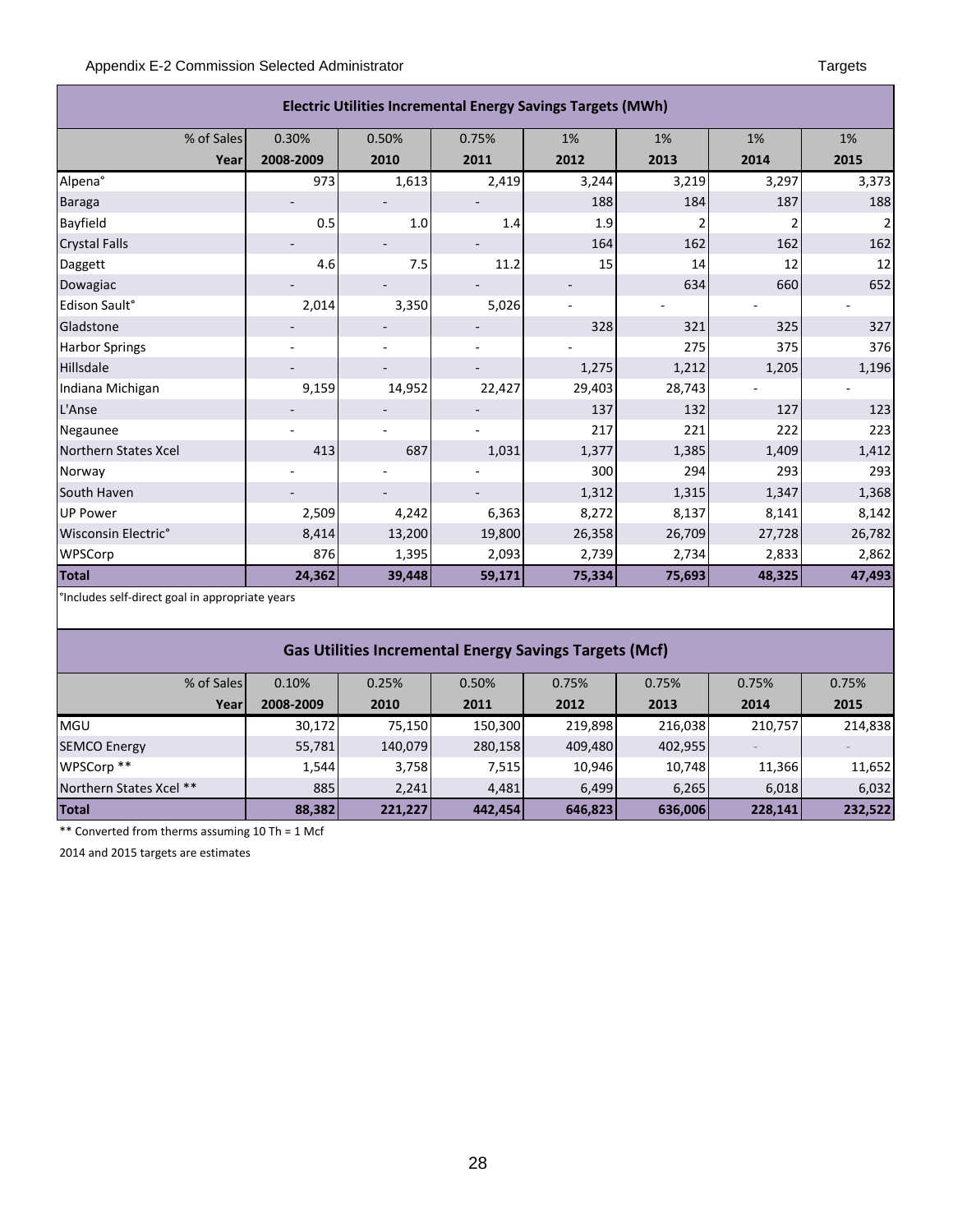### Electric Utilities Incremental Energy Savings Targets (MWh)

| % of Sales | 0.30% | 0.50% | 0.75% | 1% | 1% | 1% | 1% |
|---|---|---|---|---|---|---|---|
| **Year** | **2008-2009** | **2010** | **2011** | **2012** | **2013** | **2014** | **2015** |
| Alpena° | 973 | 1,613 | 2,419 | 3,244 | 3,219 | 3,297 | 3,373 |
| Baraga | - | - | - | 188 | 184 | 187 | 188 |
| Bayfield | 0.5 | 1.0 | 1.4 | 1.9 | 2 | 2 | 2 |
| Crystal Falls | - | - | - | 164 | 162 | 162 | 162 |
| Daggett | 4.6 | 7.5 | 11.2 | 15 | 14 | 12 | 12 |
| Dowagiac | - | - | - | - | 634 | 660 | 652 |
| Edison Sault° | 2,014 | 3,350 | 5,026 | - | - | - | - |
| Gladstone | - | - | - | 328 | 321 | 325 | 327 |
| Harbor Springs | - | - | - | - | 275 | 375 | 376 |
| Hillsdale | - | - | - | 1,275 | 1,212 | 1,205 | 1,196 |
| Indiana Michigan | 9,159 | 14,952 | 22,427 | 29,403 | 28,743 | - | - |
| L'Anse | - | - | - | 137 | 132 | 127 | 123 |
| Negaunee | - | - | - | 217 | 221 | 222 | 223 |
| Northern States Xcel | 413 | 687 | 1,031 | 1,377 | 1,385 | 1,409 | 1,412 |
| Norway | - | - | - | 300 | 294 | 293 | 293 |
| South Haven | - | - | - | 1,312 | 1,315 | 1,347 | 1,368 |
| UP Power | 2,509 | 4,242 | 6,363 | 8,272 | 8,137 | 8,141 | 8,142 |
| Wisconsin Electric° | 8,414 | 13,200 | 19,800 | 26,358 | 26,709 | 27,728 | 26,782 |
| WPSCorp | 876 | 1,395 | 2,093 | 2,739 | 2,734 | 2,833 | 2,862 |
| **Total** | **24,362** | **39,448** | **59,171** | **75,334** | **75,693** | **48,325** | **47,493** |

°Includes self-direct goal in appropriate years

### Gas Utilities Incremental Energy Savings Targets (Mcf)

| % of Sales | 0.10% | 0.25% | 0.50% | 0.75% | 0.75% | 0.75% | 0.75% |
|---|---|---|---|---|---|---|---|
| **Year** | **2008-2009** | **2010** | **2011** | **2012** | **2013** | **2014** | **2015** |
| MGU | 30,172 | 75,150 | 150,300 | 219,898 | 216,038 | 210,757 | 214,838 |
| SEMCO Energy | 55,781 | 140,079 | 280,158 | 409,480 | 402,955 | - | - |
| WPSCorp ** | 1,544 | 3,758 | 7,515 | 10,946 | 10,748 | 11,366 | 11,652 |
| Northern States Xcel ** | 885 | 2,241 | 4,481 | 6,499 | 6,265 | 6,018 | 6,032 |
| **Total** | **88,382** | **221,227** | **442,454** | **646,823** | **636,006** | **228,141** | **232,522** |

** Converted from therms assuming 10 Th = 1 Mcf

2014 and 2015 targets are estimates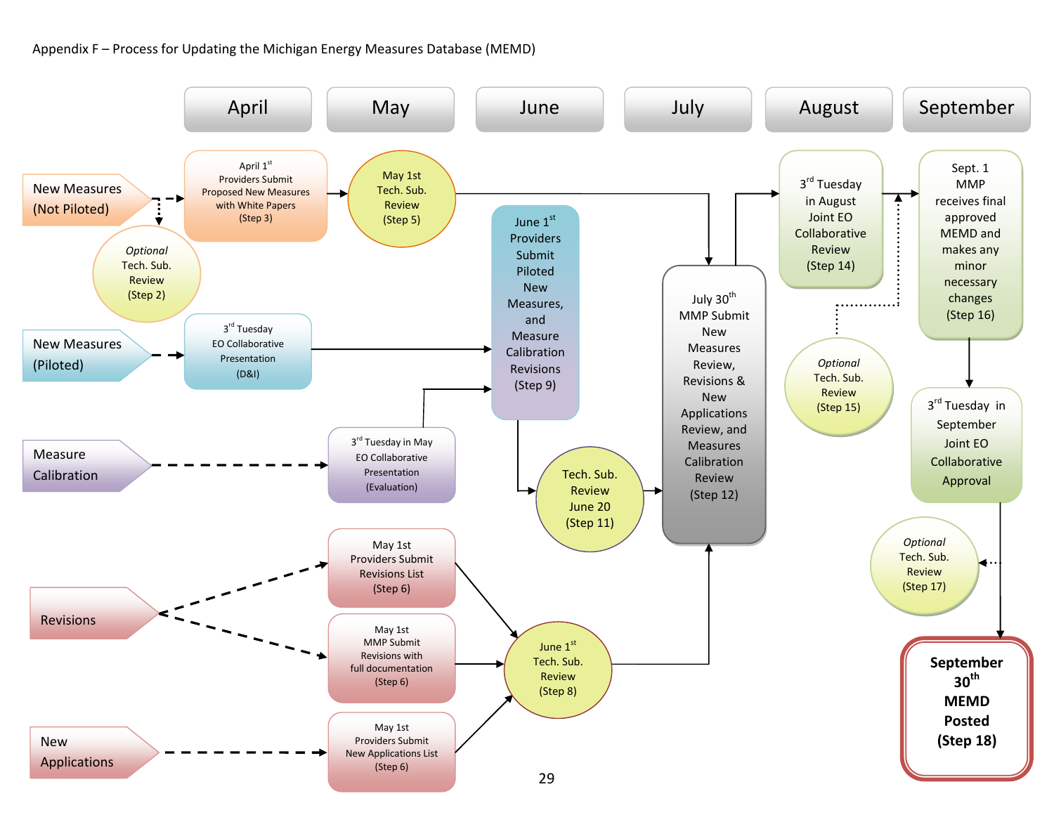Appendix F – Process for Updating the Michigan Energy Measures Database (MEMD)

April

May

June

July

August

September

New Measures (Not Piloted)

April 1st Providers Submit Proposed New Measures with White Papers (Step 3)

*Optional* Tech. Sub. Review (Step 2)

May 1st Tech. Sub. Review (Step 5)

New Measures (Piloted)

3rd Tuesday EO Collaborative Presentation (D&I)

June 1st Providers Submit Piloted New Measures, and Measure Calibration Revisions (Step 9)

Measure Calibration

3rd Tuesday in May EO Collaborative Presentation (Evaluation)

Tech. Sub. Review June 20 (Step 11)

July 30th MMP Submit New Measures Review, Revisions & New Applications Review, and Measures Calibration Review (Step 12)

3rd Tuesday in August Joint EO Collaborative Review (Step 14)

*Optional* Tech. Sub. Review (Step 15)

Sept. 1 MMP receives final approved MEMD and makes any minor necessary changes (Step 16)

3rd Tuesday in September Joint EO Collaborative Approval

*Optional* Tech. Sub. Review (Step 17)

Revisions

May 1st Providers Submit Revisions List (Step 6)

May 1st MMP Submit Revisions with full documentation (Step 6)

June 1st Tech. Sub. Review (Step 8)

New Applications

May 1st Providers Submit New Applications List (Step 6)

**September 30th MEMD Posted (Step 18)**